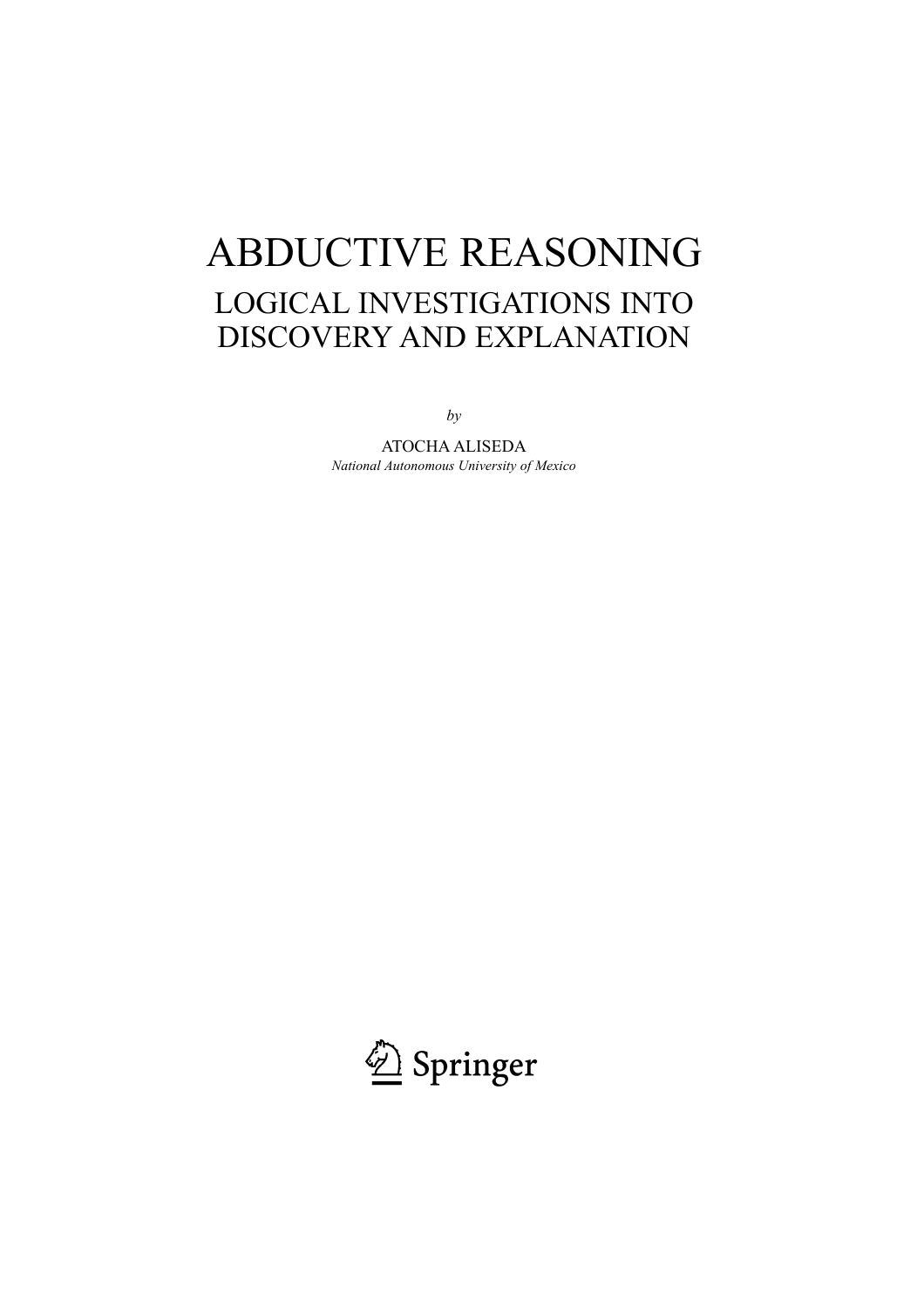# ABDUCTIVE REASONING

## LOGICAL INVESTIGATIONS INTO DISCOVERY AND EXPLANATION

*by*

ATOCHA ALISEDA

*National Autonomous University of Mexico*

Springer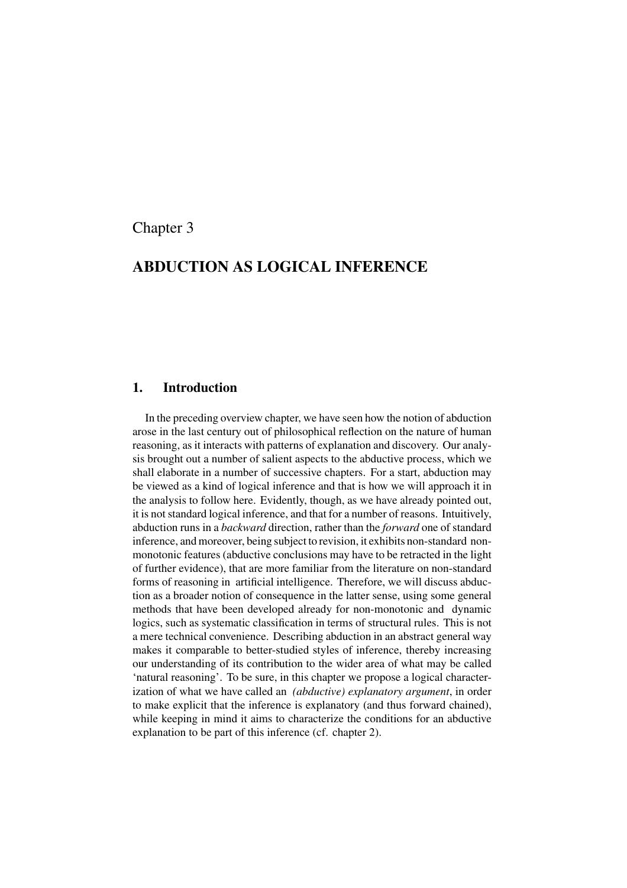# Chapter 3

# ABDUCTION AS LOGICAL INFERENCE

## 1. Introduction

In the preceding overview chapter, we have seen how the notion of abduction arose in the last century out of philosophical reflection on the nature of human reasoning, as it interacts with patterns of explanation and discovery. Our analysis brought out a number of salient aspects to the abductive process, which we shall elaborate in a number of successive chapters. For a start, abduction may be viewed as a kind of logical inference and that is how we will approach it in the analysis to follow here. Evidently, though, as we have already pointed out, it is not standard logical inference, and that for a number of reasons. Intuitively, abduction runs in a *backward* direction, rather than the *forward* one of standard inference, and moreover, being subject to revision, it exhibits non-standard non-monotonic features (abductive conclusions may have to be retracted in the light of further evidence), that are more familiar from the literature on non-standard forms of reasoning in artificial intelligence. Therefore, we will discuss abduction as a broader notion of consequence in the latter sense, using some general methods that have been developed already for non-monotonic and dynamic logics, such as systematic classification in terms of structural rules. This is not a mere technical convenience. Describing abduction in an abstract general way makes it comparable to better-studied styles of inference, thereby increasing our understanding of its contribution to the wider area of what may be called 'natural reasoning'. To be sure, in this chapter we propose a logical characterization of what we have called an *(abductive) explanatory argument*, in order to make explicit that the inference is explanatory (and thus forward chained), while keeping in mind it aims to characterize the conditions for an abductive explanation to be part of this inference (cf. chapter 2).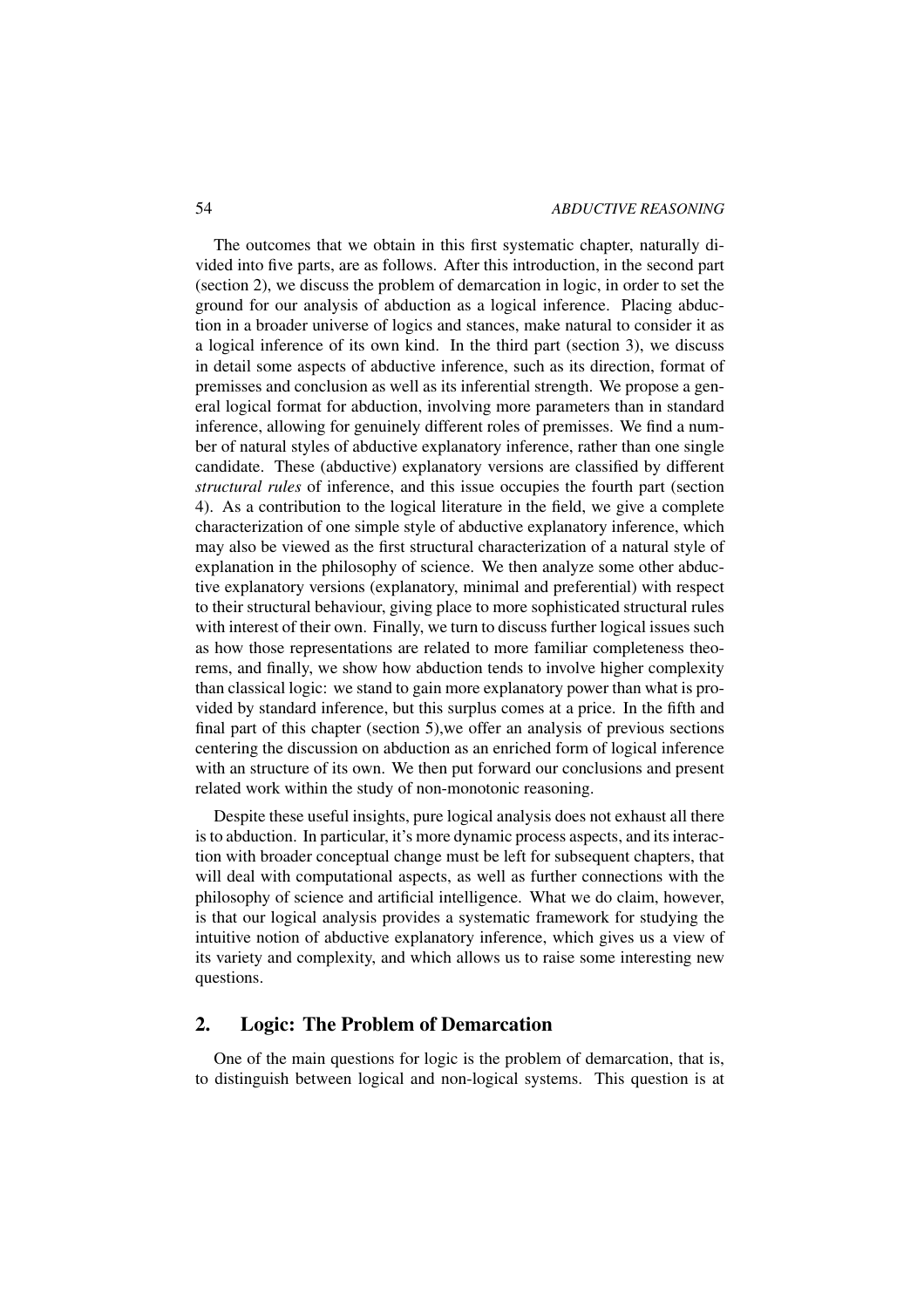The outcomes that we obtain in this first systematic chapter, naturally divided into five parts, are as follows. After this introduction, in the second part (section 2), we discuss the problem of demarcation in logic, in order to set the ground for our analysis of abduction as a logical inference. Placing abduction in a broader universe of logics and stances, make natural to consider it as a logical inference of its own kind. In the third part (section 3), we discuss in detail some aspects of abductive inference, such as its direction, format of premisses and conclusion as well as its inferential strength. We propose a general logical format for abduction, involving more parameters than in standard inference, allowing for genuinely different roles of premisses. We find a number of natural styles of abductive explanatory inference, rather than one single candidate. These (abductive) explanatory versions are classified by different *structural rules* of inference, and this issue occupies the fourth part (section 4). As a contribution to the logical literature in the field, we give a complete characterization of one simple style of abductive explanatory inference, which may also be viewed as the first structural characterization of a natural style of explanation in the philosophy of science. We then analyze some other abductive explanatory versions (explanatory, minimal and preferential) with respect to their structural behaviour, giving place to more sophisticated structural rules with interest of their own. Finally, we turn to discuss further logical issues such as how those representations are related to more familiar completeness theorems, and finally, we show how abduction tends to involve higher complexity than classical logic: we stand to gain more explanatory power than what is provided by standard inference, but this surplus comes at a price. In the fifth and final part of this chapter (section 5),we offer an analysis of previous sections centering the discussion on abduction as an enriched form of logical inference with an structure of its own. We then put forward our conclusions and present related work within the study of non-monotonic reasoning.

Despite these useful insights, pure logical analysis does not exhaust all there is to abduction. In particular, it's more dynamic process aspects, and its interaction with broader conceptual change must be left for subsequent chapters, that will deal with computational aspects, as well as further connections with the philosophy of science and artificial intelligence. What we do claim, however, is that our logical analysis provides a systematic framework for studying the intuitive notion of abductive explanatory inference, which gives us a view of its variety and complexity, and which allows us to raise some interesting new questions.

## 2. Logic: The Problem of Demarcation

One of the main questions for logic is the problem of demarcation, that is, to distinguish between logical and non-logical systems. This question is at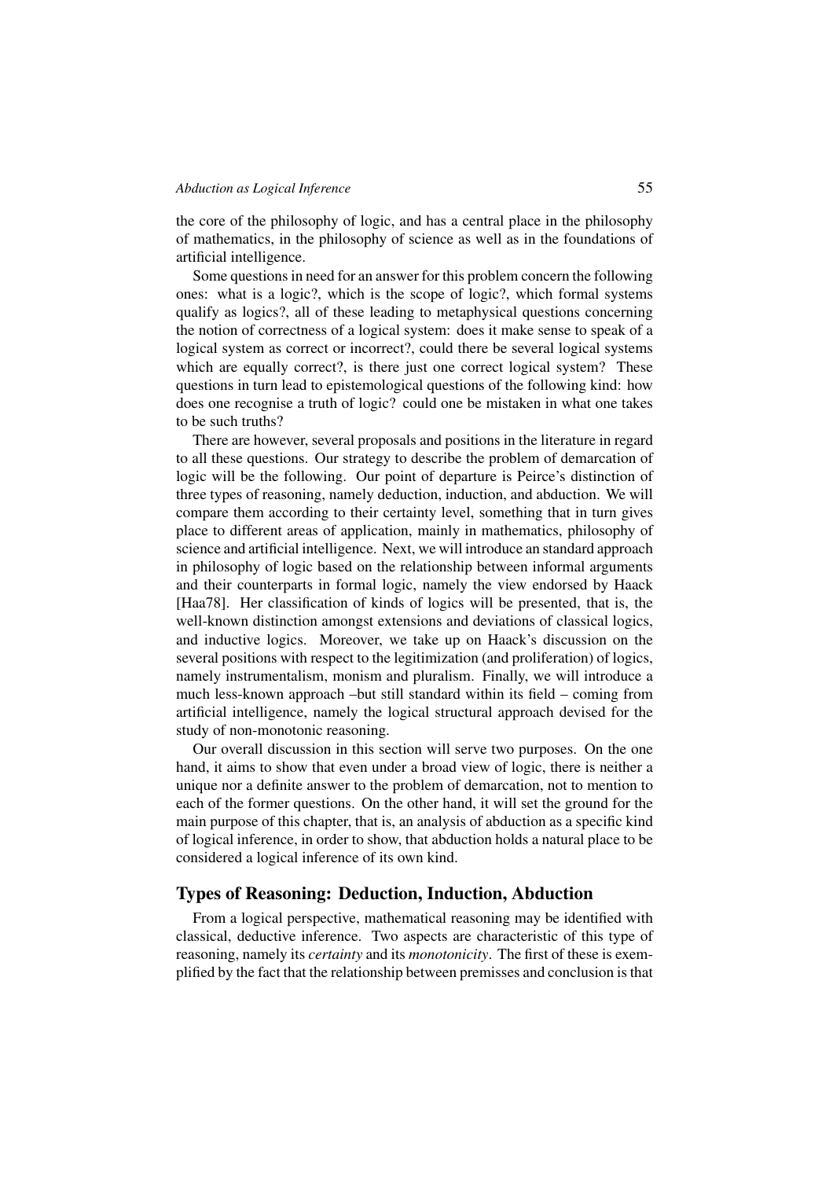the core of the philosophy of logic, and has a central place in the philosophy of mathematics, in the philosophy of science as well as in the foundations of artificial intelligence.

Some questions in need for an answer for this problem concern the following ones: what is a logic?, which is the scope of logic?, which formal systems qualify as logics?, all of these leading to metaphysical questions concerning the notion of correctness of a logical system: does it make sense to speak of a logical system as correct or incorrect?, could there be several logical systems which are equally correct?, is there just one correct logical system? These questions in turn lead to epistemological questions of the following kind: how does one recognise a truth of logic? could one be mistaken in what one takes to be such truths?

There are however, several proposals and positions in the literature in regard to all these questions. Our strategy to describe the problem of demarcation of logic will be the following. Our point of departure is Peirce's distinction of three types of reasoning, namely deduction, induction, and abduction. We will compare them according to their certainty level, something that in turn gives place to different areas of application, mainly in mathematics, philosophy of science and artificial intelligence. Next, we will introduce an standard approach in philosophy of logic based on the relationship between informal arguments and their counterparts in formal logic, namely the view endorsed by Haack [Haa78]. Her classification of kinds of logics will be presented, that is, the well-known distinction amongst extensions and deviations of classical logics, and inductive logics. Moreover, we take up on Haack's discussion on the several positions with respect to the legitimization (and proliferation) of logics, namely instrumentalism, monism and pluralism. Finally, we will introduce a much less-known approach –but still standard within its field – coming from artificial intelligence, namely the logical structural approach devised for the study of non-monotonic reasoning.

Our overall discussion in this section will serve two purposes. On the one hand, it aims to show that even under a broad view of logic, there is neither a unique nor a definite answer to the problem of demarcation, not to mention to each of the former questions. On the other hand, it will set the ground for the main purpose of this chapter, that is, an analysis of abduction as a specific kind of logical inference, in order to show, that abduction holds a natural place to be considered a logical inference of its own kind.

## Types of Reasoning: Deduction, Induction, Abduction

From a logical perspective, mathematical reasoning may be identified with classical, deductive inference. Two aspects are characteristic of this type of reasoning, namely its *certainty* and its *monotonicity*. The first of these is exemplified by the fact that the relationship between premisses and conclusion is that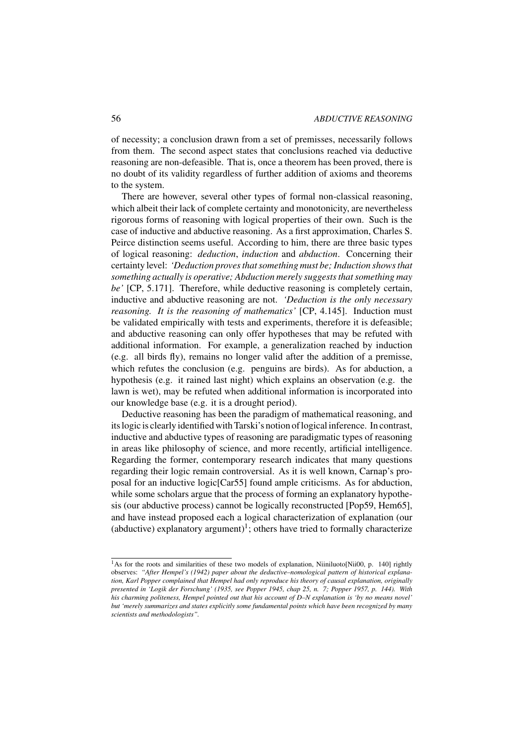of necessity; a conclusion drawn from a set of premisses, necessarily follows from them. The second aspect states that conclusions reached via deductive reasoning are non-defeasible. That is, once a theorem has been proved, there is no doubt of its validity regardless of further addition of axioms and theorems to the system.

There are however, several other types of formal non-classical reasoning, which albeit their lack of complete certainty and monotonicity, are nevertheless rigorous forms of reasoning with logical properties of their own. Such is the case of inductive and abductive reasoning. As a first approximation, Charles S. Peirce distinction seems useful. According to him, there are three basic types of logical reasoning: *deduction*, *induction* and *abduction*. Concerning their certainty level: *'Deduction proves that something must be; Induction shows that something actually is operative; Abduction merely suggests that something may be'* [CP, 5.171]. Therefore, while deductive reasoning is completely certain, inductive and abductive reasoning are not. *'Deduction is the only necessary reasoning. It is the reasoning of mathematics'* [CP, 4.145]. Induction must be validated empirically with tests and experiments, therefore it is defeasible; and abductive reasoning can only offer hypotheses that may be refuted with additional information. For example, a generalization reached by induction (e.g. all birds fly), remains no longer valid after the addition of a premisse, which refutes the conclusion (e.g. penguins are birds). As for abduction, a hypothesis (e.g. it rained last night) which explains an observation (e.g. the lawn is wet), may be refuted when additional information is incorporated into our knowledge base (e.g. it is a drought period).

Deductive reasoning has been the paradigm of mathematical reasoning, and its logic is clearly identified with Tarski's notion of logical inference. In contrast, inductive and abductive types of reasoning are paradigmatic types of reasoning in areas like philosophy of science, and more recently, artificial intelligence. Regarding the former, contemporary research indicates that many questions regarding their logic remain controversial. As it is well known, Carnap's proposal for an inductive logic[Car55] found ample criticisms. As for abduction, while some scholars argue that the process of forming an explanatory hypothesis (our abductive process) cannot be logically reconstructed [Pop59, Hem65], and have instead proposed each a logical characterization of explanation (our (abductive) explanatory argument)[1]; others have tried to formally characterize

[1] As for the roots and similarities of these two models of explanation, Niiniluoto[Nii00, p. 140] rightly observes: *"After Hempel's (1942) paper about the deductive–nomological pattern of historical explanation, Karl Popper complained that Hempel had only reproduce his theory of causal explanation, originally presented in 'Logik der Forschung' (1935, see Popper 1945, chap 25, n. 7; Popper 1957, p. 144). With his charming politeness, Hempel pointed out that his account of D–N explanation is 'by no means novel' but 'merely summarizes and states explicitly some fundamental points which have been recognized by many scientists and methodologists".*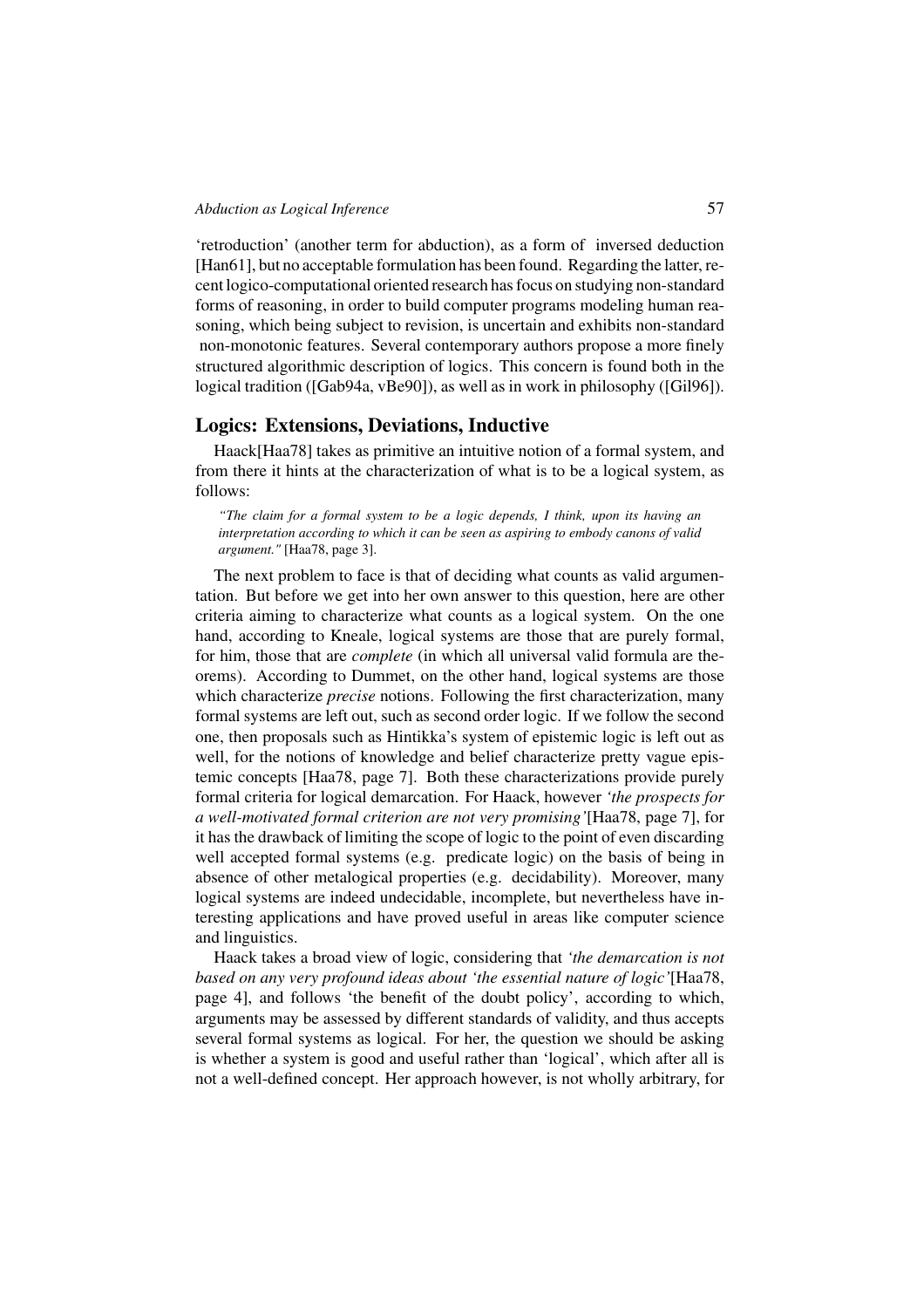'retroduction' (another term for abduction), as a form of inversed deduction [Han61], but no acceptable formulation has been found. Regarding the latter, recent logico-computational oriented research has focus on studying non-standard forms of reasoning, in order to build computer programs modeling human reasoning, which being subject to revision, is uncertain and exhibits non-standard non-monotonic features. Several contemporary authors propose a more finely structured algorithmic description of logics. This concern is found both in the logical tradition ([Gab94a, vBe90]), as well as in work in philosophy ([Gil96]).

## Logics: Extensions, Deviations, Inductive

Haack[Haa78] takes as primitive an intuitive notion of a formal system, and from there it hints at the characterization of what is to be a logical system, as follows:

> *"The claim for a formal system to be a logic depends, I think, upon its having an interpretation according to which it can be seen as aspiring to embody canons of valid argument."* [Haa78, page 3].

The next problem to face is that of deciding what counts as valid argumentation. But before we get into her own answer to this question, here are other criteria aiming to characterize what counts as a logical system. On the one hand, according to Kneale, logical systems are those that are purely formal, for him, those that are *complete* (in which all universal valid formula are theorems). According to Dummet, on the other hand, logical systems are those which characterize *precise* notions. Following the first characterization, many formal systems are left out, such as second order logic. If we follow the second one, then proposals such as Hintikka's system of epistemic logic is left out as well, for the notions of knowledge and belief characterize pretty vague epistemic concepts [Haa78, page 7]. Both these characterizations provide purely formal criteria for logical demarcation. For Haack, however *'the prospects for a well-motivated formal criterion are not very promising'*[Haa78, page 7], for it has the drawback of limiting the scope of logic to the point of even discarding well accepted formal systems (e.g. predicate logic) on the basis of being in absence of other metalogical properties (e.g. decidability). Moreover, many logical systems are indeed undecidable, incomplete, but nevertheless have interesting applications and have proved useful in areas like computer science and linguistics.

Haack takes a broad view of logic, considering that *'the demarcation is not based on any very profound ideas about 'the essential nature of logic'*[Haa78, page 4], and follows 'the benefit of the doubt policy', according to which, arguments may be assessed by different standards of validity, and thus accepts several formal systems as logical. For her, the question we should be asking is whether a system is good and useful rather than 'logical', which after all is not a well-defined concept. Her approach however, is not wholly arbitrary, for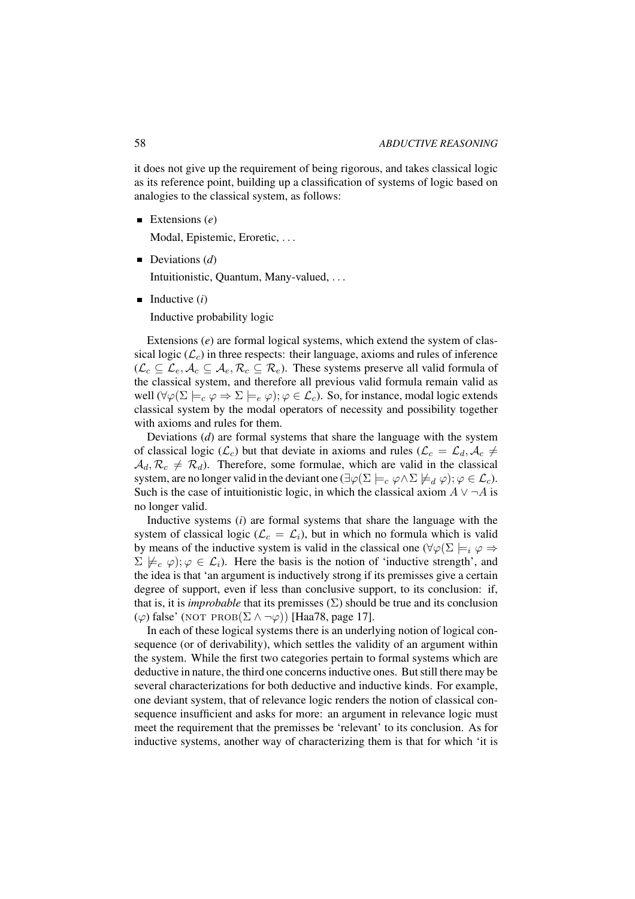it does not give up the requirement of being rigorous, and takes classical logic as its reference point, building up a classification of systems of logic based on analogies to the classical system, as follows:

- Extensions (*e*)

  Modal, Epistemic, Eroretic, ...

- Deviations (*d*)

  Intuitionistic, Quantum, Many-valued, ...

- Inductive (*i*)

  Inductive probability logic

Extensions (*e*) are formal logical systems, which extend the system of classical logic ($\mathcal{L}_c$) in three respects: their language, axioms and rules of inference ($\mathcal{L}_c \subseteq \mathcal{L}_e, \mathcal{A}_c \subseteq \mathcal{A}_e, \mathcal{R}_c \subseteq \mathcal{R}_e$). These systems preserve all valid formula of the classical system, and therefore all previous valid formula remain valid as well ($\forall\varphi(\Sigma \models_c \varphi \Rightarrow \Sigma \models_e \varphi); \varphi \in \mathcal{L}_c$). So, for instance, modal logic extends classical system by the modal operators of necessity and possibility together with axioms and rules for them.

Deviations (*d*) are formal systems that share the language with the system of classical logic ($\mathcal{L}_c$) but that deviate in axioms and rules ($\mathcal{L}_c = \mathcal{L}_d, \mathcal{A}_c \neq \mathcal{A}_d, \mathcal{R}_c \neq \mathcal{R}_d$). Therefore, some formulae, which are valid in the classical system, are no longer valid in the deviant one ($\exists\varphi(\Sigma \models_c \varphi \wedge \Sigma \not\models_d \varphi); \varphi \in \mathcal{L}_c$). Such is the case of intuitionistic logic, in which the classical axiom $A \vee \neg A$ is no longer valid.

Inductive systems (*i*) are formal systems that share the language with the system of classical logic ($\mathcal{L}_c = \mathcal{L}_i$), but in which no formula which is valid by means of the inductive system is valid in the classical one ($\forall\varphi(\Sigma \models_i \varphi \Rightarrow \Sigma \not\models_c \varphi); \varphi \in \mathcal{L}_i$). Here the basis is the notion of 'inductive strength', and the idea is that 'an argument is inductively strong if its premisses give a certain degree of support, even if less than conclusive support, to its conclusion: if, that is, it is *improbable* that its premisses ($\Sigma$) should be true and its conclusion ($\varphi$) false' (NOT PROB$(\Sigma \wedge \neg\varphi)$) [Haa78, page 17].

In each of these logical systems there is an underlying notion of logical consequence (or of derivability), which settles the validity of an argument within the system. While the first two categories pertain to formal systems which are deductive in nature, the third one concerns inductive ones. But still there may be several characterizations for both deductive and inductive kinds. For example, one deviant system, that of relevance logic renders the notion of classical consequence insufficient and asks for more: an argument in relevance logic must meet the requirement that the premisses be 'relevant' to its conclusion. As for inductive systems, another way of characterizing them is that for which 'it is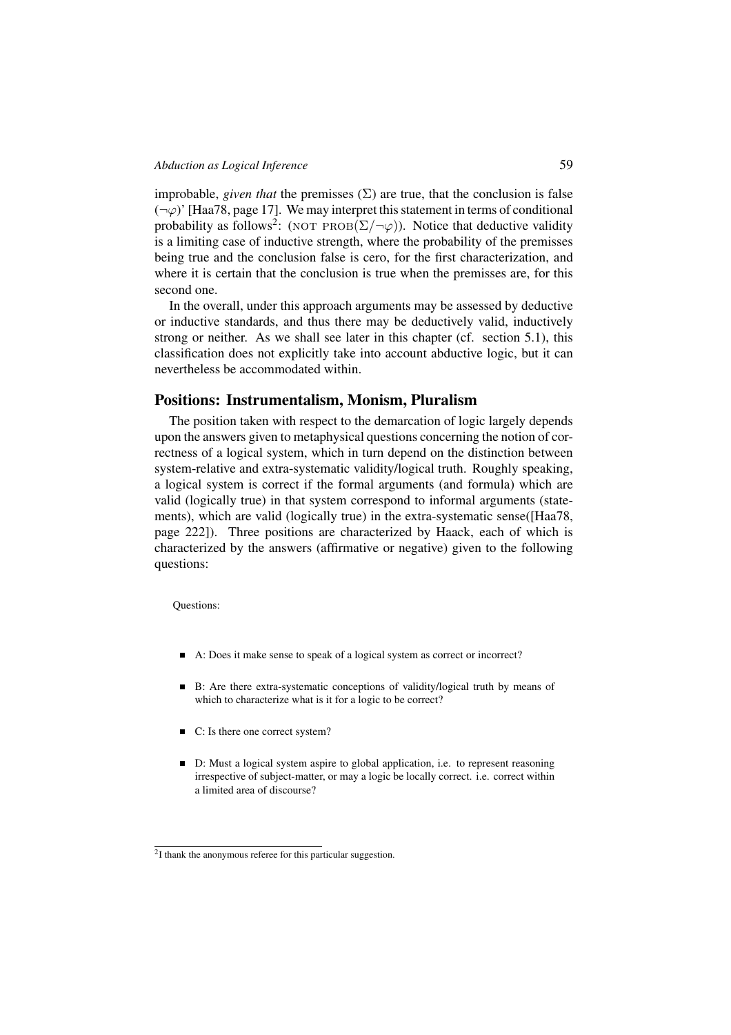improbable, *given that* the premisses ($\Sigma$) are true, that the conclusion is false ($\neg\varphi$)' [Haa78, page 17]. We may interpret this statement in terms of conditional probability as follows[2]: (NOT PROB($\Sigma/\neg\varphi$)). Notice that deductive validity is a limiting case of inductive strength, where the probability of the premisses being true and the conclusion false is cero, for the first characterization, and where it is certain that the conclusion is true when the premisses are, for this second one.

In the overall, under this approach arguments may be assessed by deductive or inductive standards, and thus there may be deductively valid, inductively strong or neither. As we shall see later in this chapter (cf. section 5.1), this classification does not explicitly take into account abductive logic, but it can nevertheless be accommodated within.

## Positions: Instrumentalism, Monism, Pluralism

The position taken with respect to the demarcation of logic largely depends upon the answers given to metaphysical questions concerning the notion of correctness of a logical system, which in turn depend on the distinction between system-relative and extra-systematic validity/logical truth. Roughly speaking, a logical system is correct if the formal arguments (and formula) which are valid (logically true) in that system correspond to informal arguments (statements), which are valid (logically true) in the extra-systematic sense([Haa78, page 222]). Three positions are characterized by Haack, each of which is characterized by the answers (affirmative or negative) given to the following questions:

Questions:

- A: Does it make sense to speak of a logical system as correct or incorrect?
- B: Are there extra-systematic conceptions of validity/logical truth by means of which to characterize what is it for a logic to be correct?
- C: Is there one correct system?
- D: Must a logical system aspire to global application, i.e. to represent reasoning irrespective of subject-matter, or may a logic be locally correct. i.e. correct within a limited area of discourse?

[2] I thank the anonymous referee for this particular suggestion.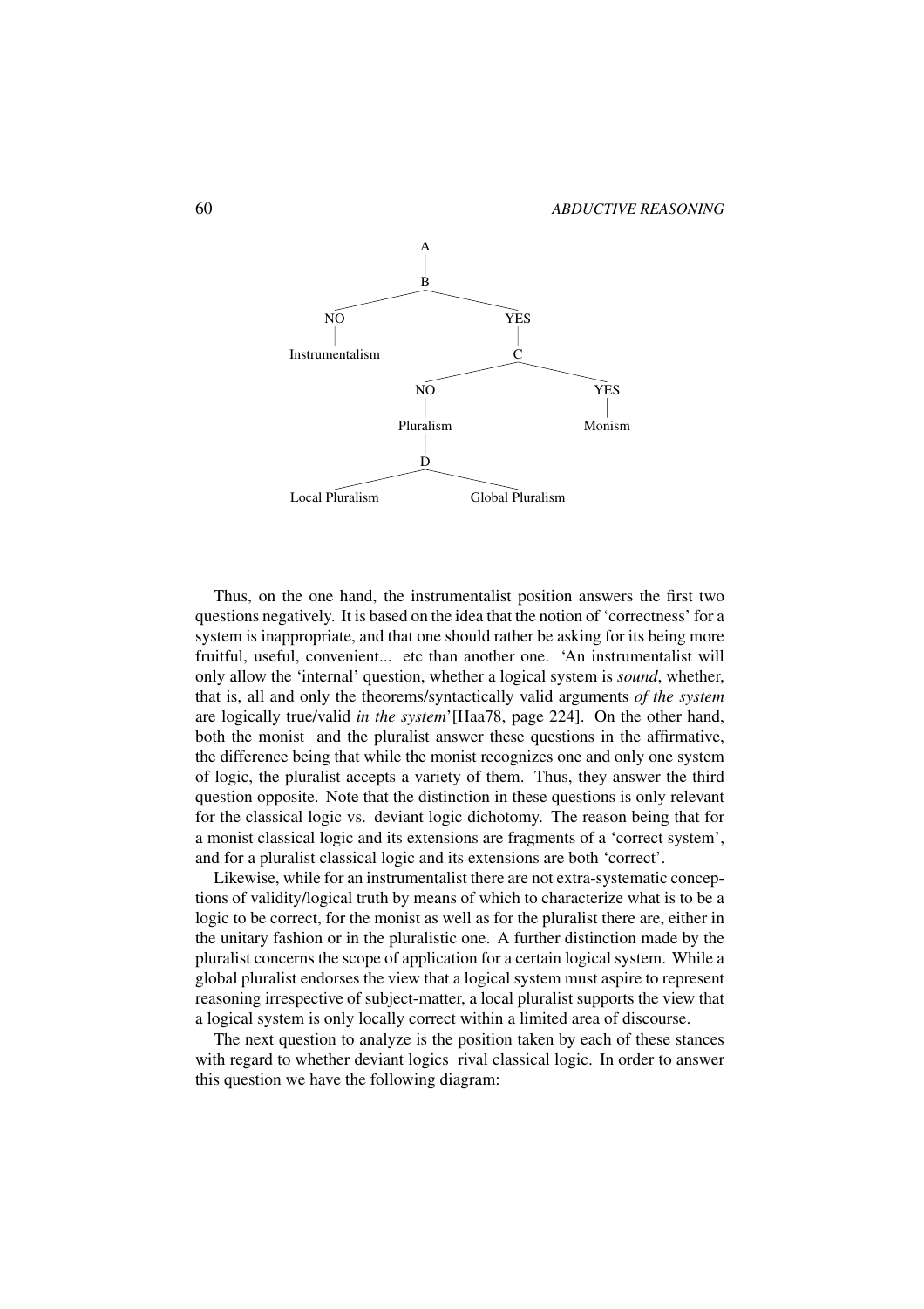A

B

NO — Instrumentalism

YES — C

NO — Pluralism

YES — Monism

D

Local Pluralism

Global Pluralism

Thus, on the one hand, the instrumentalist position answers the first two questions negatively. It is based on the idea that the notion of 'correctness' for a system is inappropriate, and that one should rather be asking for its being more fruitful, useful, convenient... etc than another one. 'An instrumentalist will only allow the 'internal' question, whether a logical system is *sound*, whether, that is, all and only the theorems/syntactically valid arguments *of the system* are logically true/valid *in the system*'[Haa78, page 224]. On the other hand, both the monist and the pluralist answer these questions in the affirmative, the difference being that while the monist recognizes one and only one system of logic, the pluralist accepts a variety of them. Thus, they answer the third question opposite. Note that the distinction in these questions is only relevant for the classical logic vs. deviant logic dichotomy. The reason being that for a monist classical logic and its extensions are fragments of a 'correct system', and for a pluralist classical logic and its extensions are both 'correct'.

Likewise, while for an instrumentalist there are not extra-systematic conceptions of validity/logical truth by means of which to characterize what is to be a logic to be correct, for the monist as well as for the pluralist there are, either in the unitary fashion or in the pluralistic one. A further distinction made by the pluralist concerns the scope of application for a certain logical system. While a global pluralist endorses the view that a logical system must aspire to represent reasoning irrespective of subject-matter, a local pluralist supports the view that a logical system is only locally correct within a limited area of discourse.

The next question to analyze is the position taken by each of these stances with regard to whether deviant logics rival classical logic. In order to answer this question we have the following diagram: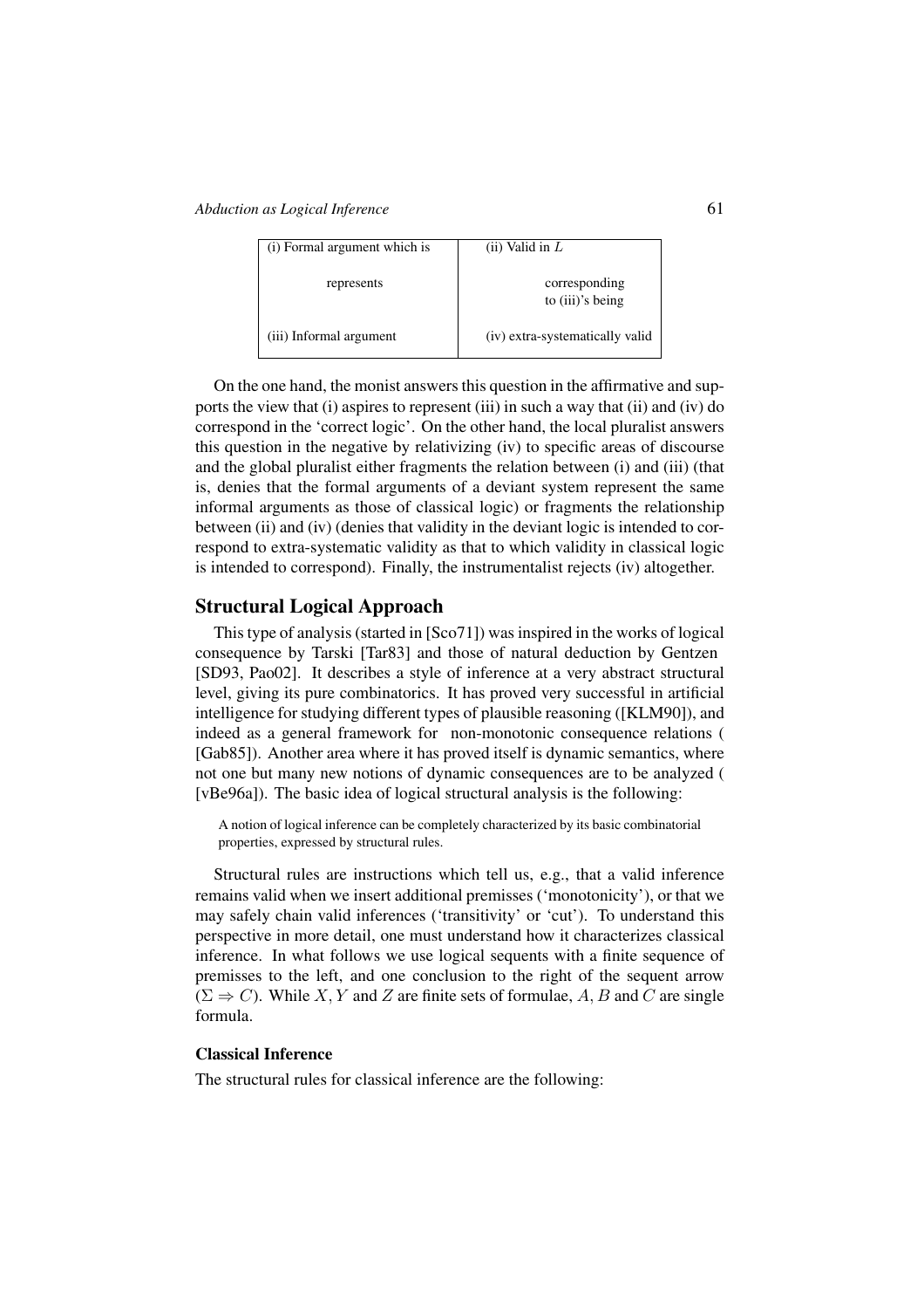| (i) Formal argument which is | (ii) Valid in $L$ |
|---|---|
| represents | corresponding to (iii)'s being |
| (iii) Informal argument | (iv) extra-systematically valid |

On the one hand, the monist answers this question in the affirmative and supports the view that (i) aspires to represent (iii) in such a way that (ii) and (iv) do correspond in the 'correct logic'. On the other hand, the local pluralist answers this question in the negative by relativizing (iv) to specific areas of discourse and the global pluralist either fragments the relation between (i) and (iii) (that is, denies that the formal arguments of a deviant system represent the same informal arguments as those of classical logic) or fragments the relationship between (ii) and (iv) (denies that validity in the deviant logic is intended to correspond to extra-systematic validity as that to which validity in classical logic is intended to correspond). Finally, the instrumentalist rejects (iv) altogether.

## Structural Logical Approach

This type of analysis (started in [Sco71]) was inspired in the works of logical consequence by Tarski [Tar83] and those of natural deduction by Gentzen [SD93, Pao02]. It describes a style of inference at a very abstract structural level, giving its pure combinatorics. It has proved very successful in artificial intelligence for studying different types of plausible reasoning ([KLM90]), and indeed as a general framework for non-monotonic consequence relations ( [Gab85]). Another area where it has proved itself is dynamic semantics, where not one but many new notions of dynamic consequences are to be analyzed ( [vBe96a]). The basic idea of logical structural analysis is the following:

> A notion of logical inference can be completely characterized by its basic combinatorial properties, expressed by structural rules.

Structural rules are instructions which tell us, e.g., that a valid inference remains valid when we insert additional premisses ('monotonicity'), or that we may safely chain valid inferences ('transitivity' or 'cut'). To understand this perspective in more detail, one must understand how it characterizes classical inference. In what follows we use logical sequents with a finite sequence of premisses to the left, and one conclusion to the right of the sequent arrow ($\Sigma \Rightarrow C$). While $X, Y$ and $Z$ are finite sets of formulae, $A, B$ and $C$ are single formula.

### Classical Inference

The structural rules for classical inference are the following: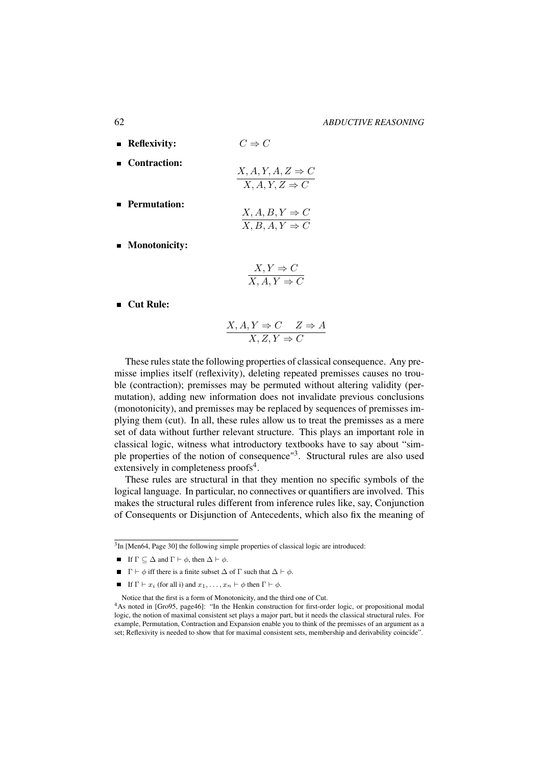- **Reflexivity:** $C \Rightarrow C$

- **Contraction:**

$$\frac{X, A, Y, A, Z \Rightarrow C}{X, A, Y, Z \Rightarrow C}$$

- **Permutation:**

$$\frac{X, A, B, Y \Rightarrow C}{X, B, A, Y \Rightarrow C}$$

- **Monotonicity:**

$$\frac{X, Y \Rightarrow C}{X, A, Y \Rightarrow C}$$

- **Cut Rule:**

$$\frac{X, A, Y \Rightarrow C \quad Z \Rightarrow A}{X, Z, Y \Rightarrow C}$$

These rules state the following properties of classical consequence. Any premisse implies itself (reflexivity), deleting repeated premisses causes no trouble (contraction); premisses may be permuted without altering validity (permutation), adding new information does not invalidate previous conclusions (monotonicity), and premisses may be replaced by sequences of premisses implying them (cut). In all, these rules allow us to treat the premisses as a mere set of data without further relevant structure. This plays an important role in classical logic, witness what introductory textbooks have to say about "simple properties of the notion of consequence"[3]. Structural rules are also used extensively in completeness proofs[4].

These rules are structural in that they mention no specific symbols of the logical language. In particular, no connectives or quantifiers are involved. This makes the structural rules different from inference rules like, say, Conjunction of Consequents or Disjunction of Antecedents, which also fix the meaning of

---

[3] In [Men64, Page 30] the following simple properties of classical logic are introduced:

- If $\Gamma \subseteq \Delta$ and $\Gamma \vdash \phi$, then $\Delta \vdash \phi$.
- $\Gamma \vdash \phi$ iff there is a finite subset $\Delta$ of $\Gamma$ such that $\Delta \vdash \phi$.
- If $\Gamma \vdash x_i$ (for all i) and $x_1, \ldots, x_n \vdash \phi$ then $\Gamma \vdash \phi$.

Notice that the first is a form of Monotonicity, and the third one of Cut.

[4] As noted in [Gro95, page46]: "In the Henkin construction for first-order logic, or propositional modal logic, the notion of maximal consistent set plays a major part, but it needs the classical structural rules. For example, Permutation, Contraction and Expansion enable you to think of the premisses of an argument as a set; Reflexivity is needed to show that for maximal consistent sets, membership and derivability coincide".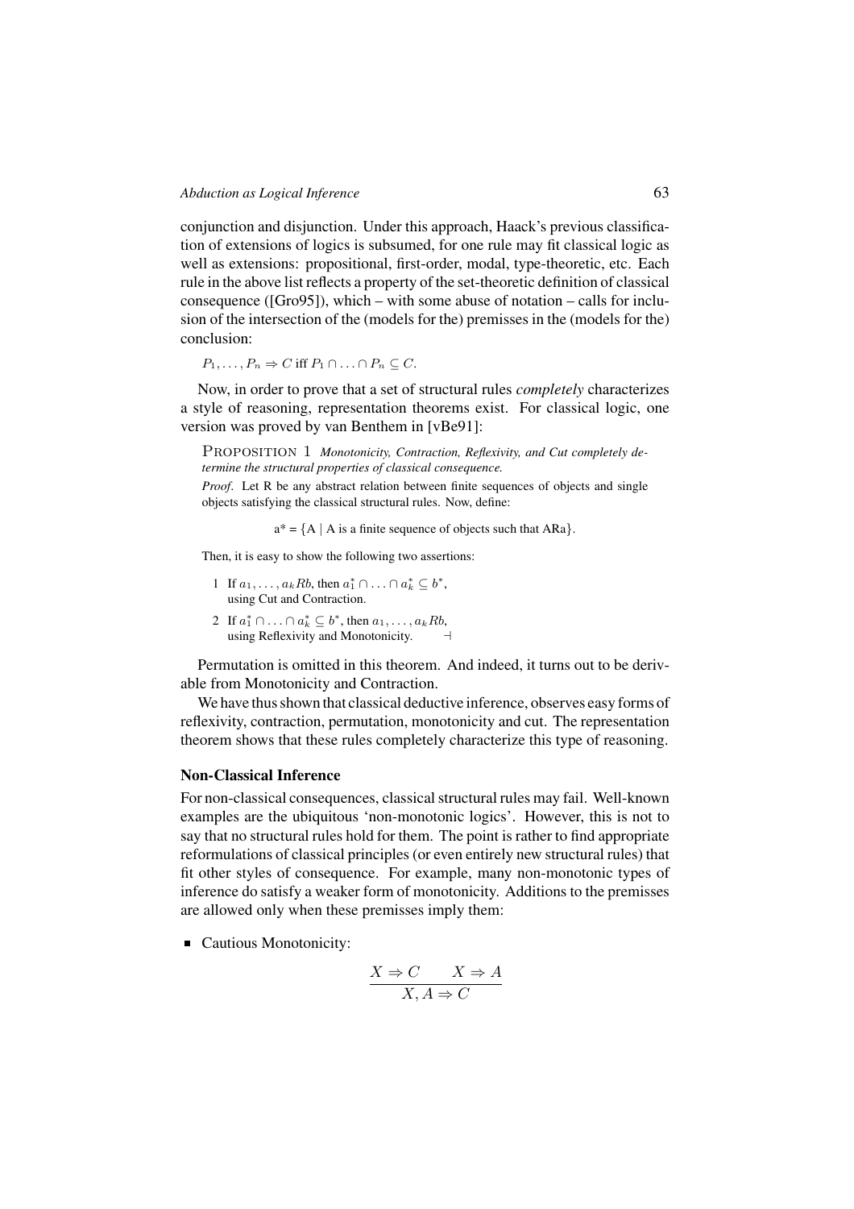conjunction and disjunction. Under this approach, Haack's previous classification of extensions of logics is subsumed, for one rule may fit classical logic as well as extensions: propositional, first-order, modal, type-theoretic, etc. Each rule in the above list reflects a property of the set-theoretic definition of classical consequence ([Gro95]), which – with some abuse of notation – calls for inclusion of the intersection of the (models for the) premisses in the (models for the) conclusion:

$P_1, \ldots, P_n \Rightarrow C$ iff $P_1 \cap \ldots \cap P_n \subseteq C$.

Now, in order to prove that a set of structural rules *completely* characterizes a style of reasoning, representation theorems exist. For classical logic, one version was proved by van Benthem in [vBe91]:

PROPOSITION 1 *Monotonicity, Contraction, Reflexivity, and Cut completely determine the structural properties of classical consequence.*

*Proof*. Let R be any abstract relation between finite sequences of objects and single objects satisfying the classical structural rules. Now, define:

$$a^* = \{A \mid A \text{ is a finite sequence of objects such that } ARa\}.$$

Then, it is easy to show the following two assertions:

1. If $a_1, \ldots, a_k Rb$, then $a_1^* \cap \ldots \cap a_k^* \subseteq b^*$, using Cut and Contraction.
2. If $a_1^* \cap \ldots \cap a_k^* \subseteq b^*$, then $a_1, \ldots, a_k Rb$, using Reflexivity and Monotonicity. $\dashv$

Permutation is omitted in this theorem. And indeed, it turns out to be derivable from Monotonicity and Contraction.

We have thus shown that classical deductive inference, observes easy forms of reflexivity, contraction, permutation, monotonicity and cut. The representation theorem shows that these rules completely characterize this type of reasoning.

### Non-Classical Inference

For non-classical consequences, classical structural rules may fail. Well-known examples are the ubiquitous 'non-monotonic logics'. However, this is not to say that no structural rules hold for them. The point is rather to find appropriate reformulations of classical principles (or even entirely new structural rules) that fit other styles of consequence. For example, many non-monotonic types of inference do satisfy a weaker form of monotonicity. Additions to the premisses are allowed only when these premisses imply them:

- Cautious Monotonicity:

$$\frac{X \Rightarrow C \qquad X \Rightarrow A}{X, A \Rightarrow C}$$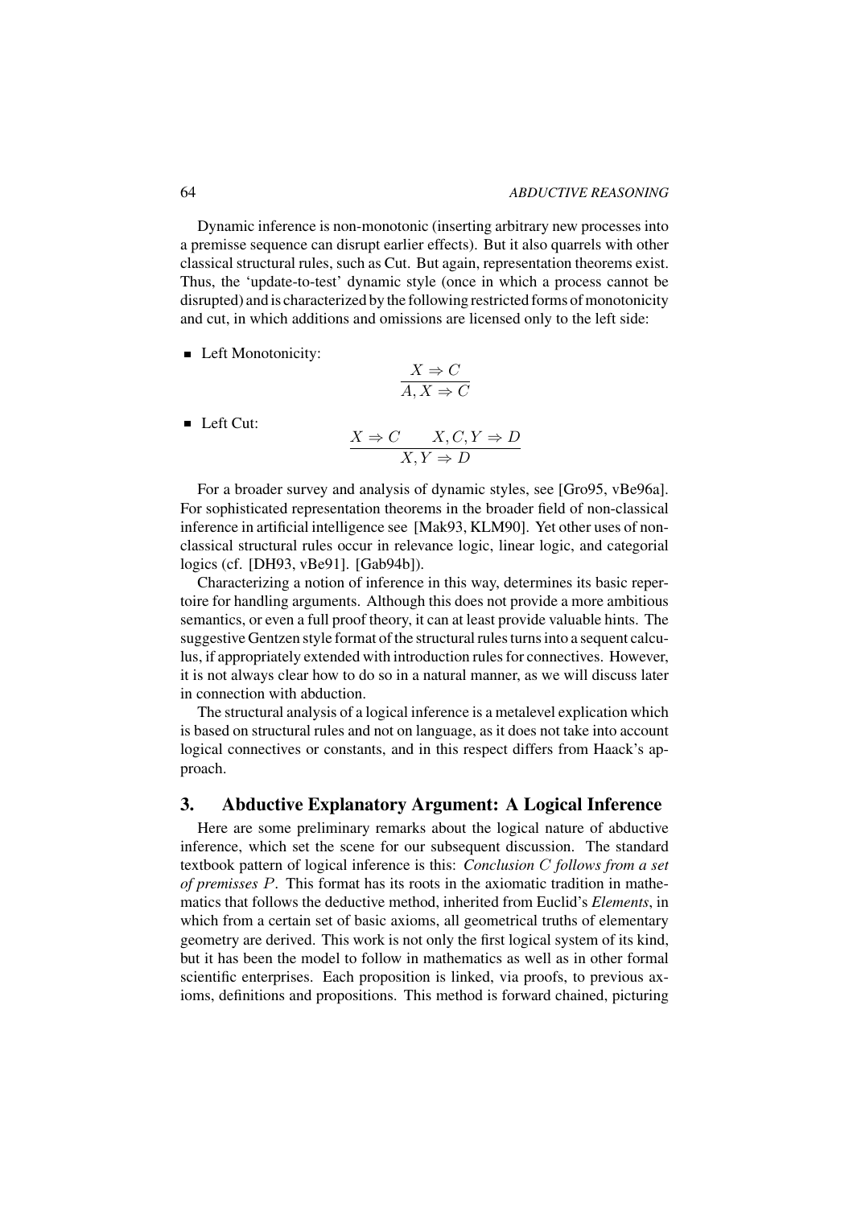Dynamic inference is non-monotonic (inserting arbitrary new processes into a premisse sequence can disrupt earlier effects). But it also quarrels with other classical structural rules, such as Cut. But again, representation theorems exist. Thus, the 'update-to-test' dynamic style (once in which a process cannot be disrupted) and is characterized by the following restricted forms of monotonicity and cut, in which additions and omissions are licensed only to the left side:

- Left Monotonicity:

$$\frac{X \Rightarrow C}{A, X \Rightarrow C}$$

- Left Cut:

$$\frac{X \Rightarrow C \qquad X, C, Y \Rightarrow D}{X, Y \Rightarrow D}$$

For a broader survey and analysis of dynamic styles, see [Gro95, vBe96a]. For sophisticated representation theorems in the broader field of non-classical inference in artificial intelligence see [Mak93, KLM90]. Yet other uses of non-classical structural rules occur in relevance logic, linear logic, and categorial logics (cf. [DH93, vBe91]. [Gab94b]).

Characterizing a notion of inference in this way, determines its basic repertoire for handling arguments. Although this does not provide a more ambitious semantics, or even a full proof theory, it can at least provide valuable hints. The suggestive Gentzen style format of the structural rules turns into a sequent calculus, if appropriately extended with introduction rules for connectives. However, it is not always clear how to do so in a natural manner, as we will discuss later in connection with abduction.

The structural analysis of a logical inference is a metalevel explication which is based on structural rules and not on language, as it does not take into account logical connectives or constants, and in this respect differs from Haack's approach.

## 3. Abductive Explanatory Argument: A Logical Inference

Here are some preliminary remarks about the logical nature of abductive inference, which set the scene for our subsequent discussion. The standard textbook pattern of logical inference is this: *Conclusion $C$ follows from a set of premisses $P$*. This format has its roots in the axiomatic tradition in mathematics that follows the deductive method, inherited from Euclid's *Elements*, in which from a certain set of basic axioms, all geometrical truths of elementary geometry are derived. This work is not only the first logical system of its kind, but it has been the model to follow in mathematics as well as in other formal scientific enterprises. Each proposition is linked, via proofs, to previous axioms, definitions and propositions. This method is forward chained, picturing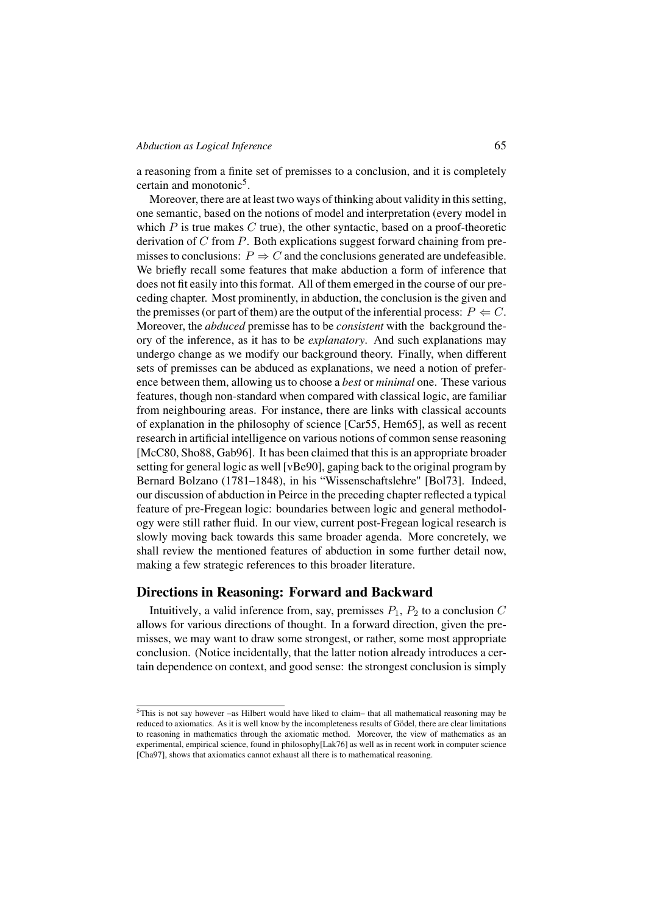a reasoning from a finite set of premisses to a conclusion, and it is completely certain and monotonic[5].

Moreover, there are at least two ways of thinking about validity in this setting, one semantic, based on the notions of model and interpretation (every model in which $P$ is true makes $C$ true), the other syntactic, based on a proof-theoretic derivation of $C$ from $P$. Both explications suggest forward chaining from premisses to conclusions: $P \Rightarrow C$ and the conclusions generated are undefeasible. We briefly recall some features that make abduction a form of inference that does not fit easily into this format. All of them emerged in the course of our preceding chapter. Most prominently, in abduction, the conclusion is the given and the premisses (or part of them) are the output of the inferential process: $P \Leftarrow C$. Moreover, the *abduced* premisse has to be *consistent* with the background theory of the inference, as it has to be *explanatory*. And such explanations may undergo change as we modify our background theory. Finally, when different sets of premisses can be abduced as explanations, we need a notion of preference between them, allowing us to choose a *best* or *minimal* one. These various features, though non-standard when compared with classical logic, are familiar from neighbouring areas. For instance, there are links with classical accounts of explanation in the philosophy of science [Car55, Hem65], as well as recent research in artificial intelligence on various notions of common sense reasoning [McC80, Sho88, Gab96]. It has been claimed that this is an appropriate broader setting for general logic as well [vBe90], gaping back to the original program by Bernard Bolzano (1781–1848), in his "Wissenschaftslehre" [Bol73]. Indeed, our discussion of abduction in Peirce in the preceding chapter reflected a typical feature of pre-Fregean logic: boundaries between logic and general methodology were still rather fluid. In our view, current post-Fregean logical research is slowly moving back towards this same broader agenda. More concretely, we shall review the mentioned features of abduction in some further detail now, making a few strategic references to this broader literature.

## Directions in Reasoning: Forward and Backward

Intuitively, a valid inference from, say, premisses $P_1$, $P_2$ to a conclusion $C$ allows for various directions of thought. In a forward direction, given the premisses, we may want to draw some strongest, or rather, some most appropriate conclusion. (Notice incidentally, that the latter notion already introduces a certain dependence on context, and good sense: the strongest conclusion is simply

---

[5]This is not say however –as Hilbert would have liked to claim– that all mathematical reasoning may be reduced to axiomatics. As it is well know by the incompleteness results of Gödel, there are clear limitations to reasoning in mathematics through the axiomatic method. Moreover, the view of mathematics as an experimental, empirical science, found in philosophy[Lak76] as well as in recent work in computer science [Cha97], shows that axiomatics cannot exhaust all there is to mathematical reasoning.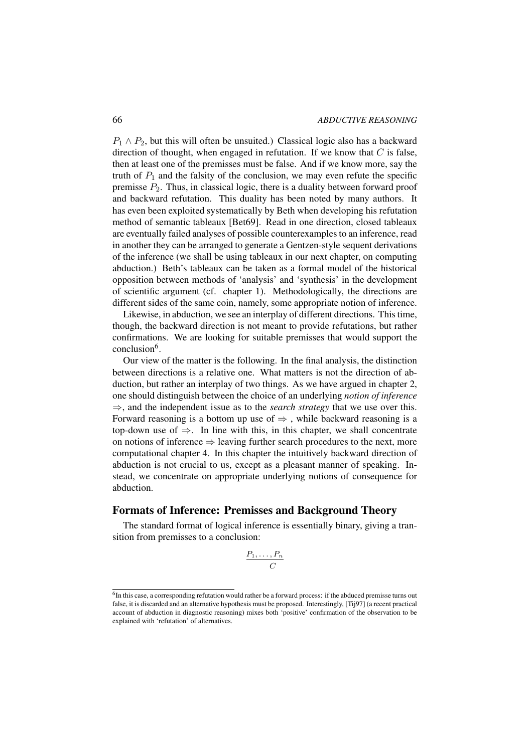$P_1 \wedge P_2$, but this will often be unsuited.) Classical logic also has a backward direction of thought, when engaged in refutation. If we know that $C$ is false, then at least one of the premisses must be false. And if we know more, say the truth of $P_1$ and the falsity of the conclusion, we may even refute the specific premisse $P_2$. Thus, in classical logic, there is a duality between forward proof and backward refutation. This duality has been noted by many authors. It has even been exploited systematically by Beth when developing his refutation method of semantic tableaux [Bet69]. Read in one direction, closed tableaux are eventually failed analyses of possible counterexamples to an inference, read in another they can be arranged to generate a Gentzen-style sequent derivations of the inference (we shall be using tableaux in our next chapter, on computing abduction.) Beth's tableaux can be taken as a formal model of the historical opposition between methods of 'analysis' and 'synthesis' in the development of scientific argument (cf. chapter 1). Methodologically, the directions are different sides of the same coin, namely, some appropriate notion of inference.

Likewise, in abduction, we see an interplay of different directions. This time, though, the backward direction is not meant to provide refutations, but rather confirmations. We are looking for suitable premisses that would support the conclusion[6].

Our view of the matter is the following. In the final analysis, the distinction between directions is a relative one. What matters is not the direction of abduction, but rather an interplay of two things. As we have argued in chapter 2, one should distinguish between the choice of an underlying *notion of inference* $\Rightarrow$, and the independent issue as to the *search strategy* that we use over this. Forward reasoning is a bottom up use of $\Rightarrow$ , while backward reasoning is a top-down use of $\Rightarrow$. In line with this, in this chapter, we shall concentrate on notions of inference $\Rightarrow$ leaving further search procedures to the next, more computational chapter 4. In this chapter the intuitively backward direction of abduction is not crucial to us, except as a pleasant manner of speaking. Instead, we concentrate on appropriate underlying notions of consequence for abduction.

## Formats of Inference: Premisses and Background Theory

The standard format of logical inference is essentially binary, giving a transition from premisses to a conclusion:

$$\frac{P_1, \ldots, P_n}{C}$$

[6]In this case, a corresponding refutation would rather be a forward process: if the abduced premisse turns out false, it is discarded and an alternative hypothesis must be proposed. Interestingly, [Tij97] (a recent practical account of abduction in diagnostic reasoning) mixes both 'positive' confirmation of the observation to be explained with 'refutation' of alternatives.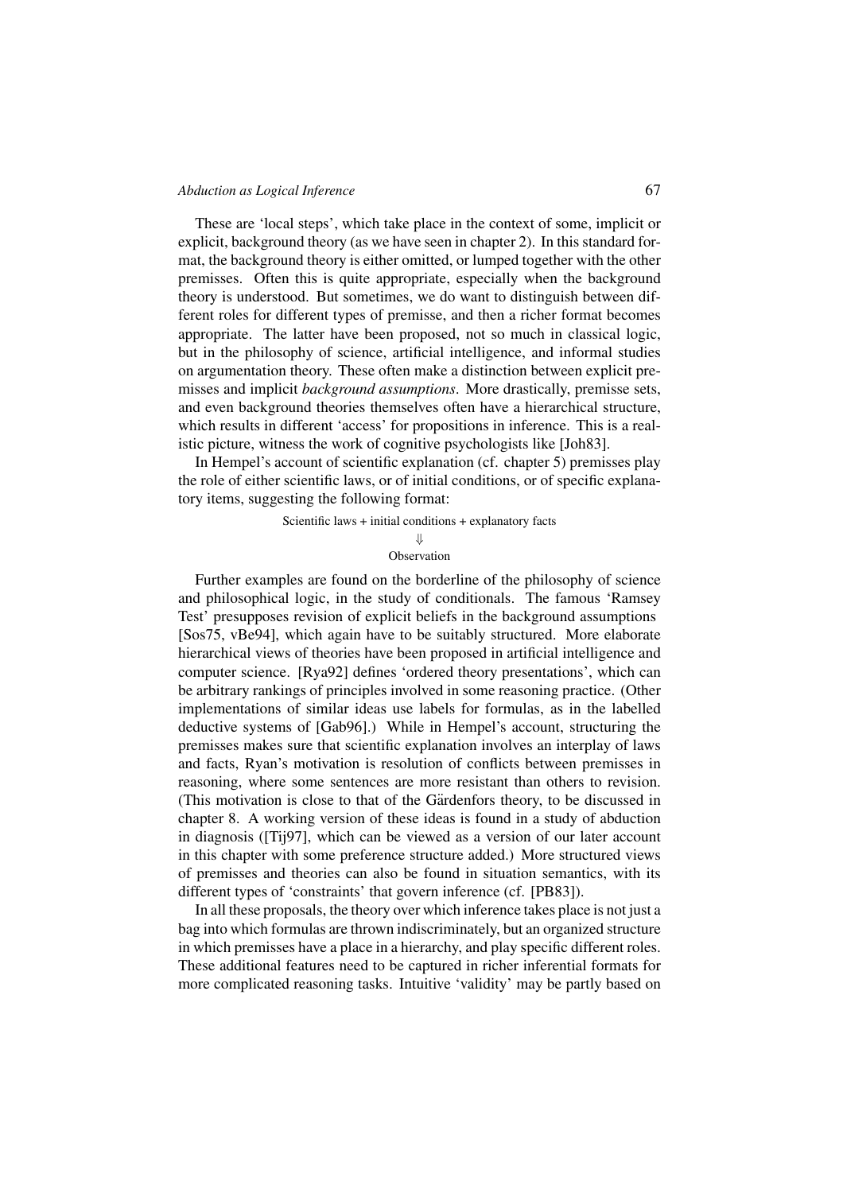These are 'local steps', which take place in the context of some, implicit or explicit, background theory (as we have seen in chapter 2). In this standard format, the background theory is either omitted, or lumped together with the other premisses. Often this is quite appropriate, especially when the background theory is understood. But sometimes, we do want to distinguish between different roles for different types of premisse, and then a richer format becomes appropriate. The latter have been proposed, not so much in classical logic, but in the philosophy of science, artificial intelligence, and informal studies on argumentation theory. These often make a distinction between explicit premisses and implicit *background assumptions*. More drastically, premisse sets, and even background theories themselves often have a hierarchical structure, which results in different 'access' for propositions in inference. This is a realistic picture, witness the work of cognitive psychologists like [Joh83].

In Hempel's account of scientific explanation (cf. chapter 5) premisses play the role of either scientific laws, or of initial conditions, or of specific explanatory items, suggesting the following format:

$$\begin{array}{c}\text{Scientific laws + initial conditions + explanatory facts}\\ \Downarrow \\ \text{Observation}\end{array}$$

Further examples are found on the borderline of the philosophy of science and philosophical logic, in the study of conditionals. The famous 'Ramsey Test' presupposes revision of explicit beliefs in the background assumptions [Sos75, vBe94], which again have to be suitably structured. More elaborate hierarchical views of theories have been proposed in artificial intelligence and computer science. [Rya92] defines 'ordered theory presentations', which can be arbitrary rankings of principles involved in some reasoning practice. (Other implementations of similar ideas use labels for formulas, as in the labelled deductive systems of [Gab96].) While in Hempel's account, structuring the premisses makes sure that scientific explanation involves an interplay of laws and facts, Ryan's motivation is resolution of conflicts between premisses in reasoning, where some sentences are more resistant than others to revision. (This motivation is close to that of the Gärdenfors theory, to be discussed in chapter 8. A working version of these ideas is found in a study of abduction in diagnosis ([Tij97], which can be viewed as a version of our later account in this chapter with some preference structure added.) More structured views of premisses and theories can also be found in situation semantics, with its different types of 'constraints' that govern inference (cf. [PB83]).

In all these proposals, the theory over which inference takes place is not just a bag into which formulas are thrown indiscriminately, but an organized structure in which premisses have a place in a hierarchy, and play specific different roles. These additional features need to be captured in richer inferential formats for more complicated reasoning tasks. Intuitive 'validity' may be partly based on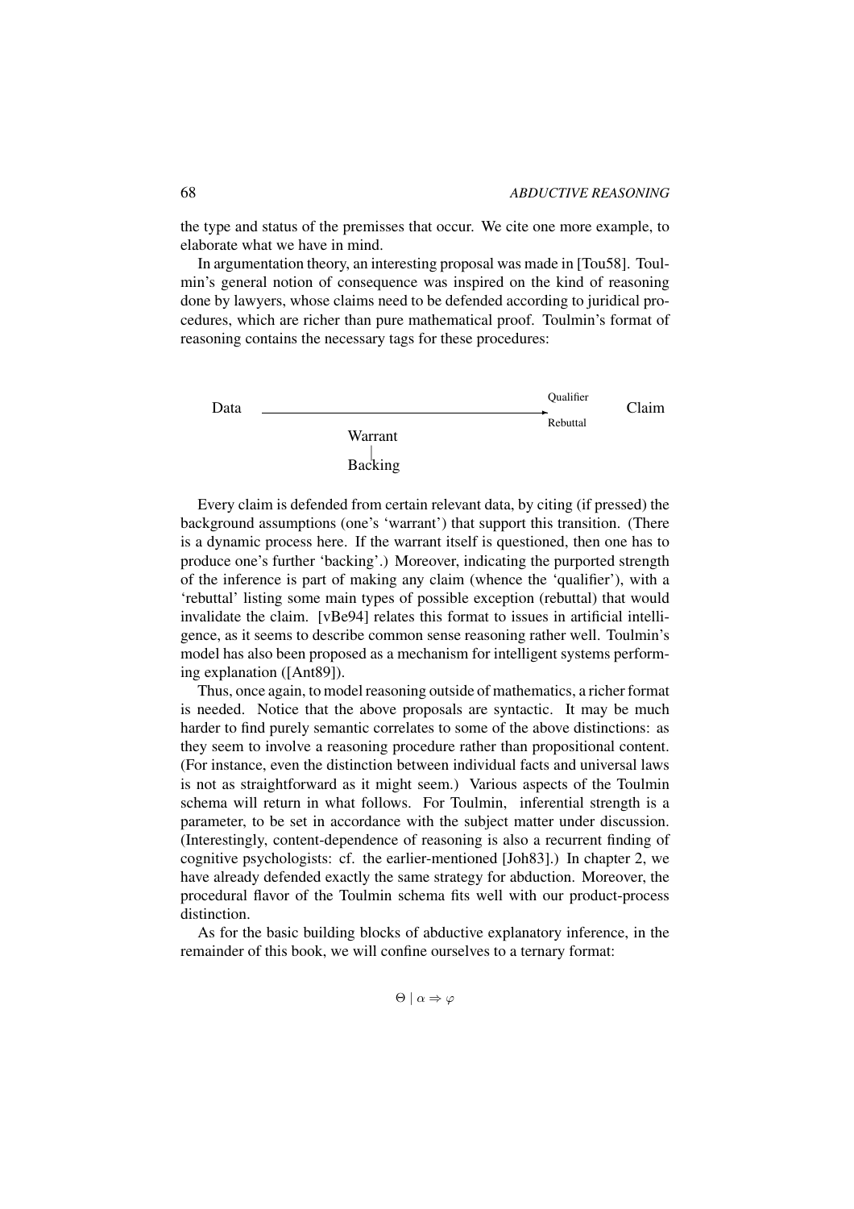the type and status of the premisses that occur. We cite one more example, to elaborate what we have in mind.

In argumentation theory, an interesting proposal was made in [Tou58]. Toulmin's general notion of consequence was inspired on the kind of reasoning done by lawyers, whose claims need to be defended according to juridical procedures, which are richer than pure mathematical proof. Toulmin's format of reasoning contains the necessary tags for these procedures:

Data

Qualifier

Rebuttal

Claim

Warrant

Backing

Every claim is defended from certain relevant data, by citing (if pressed) the background assumptions (one's 'warrant') that support this transition. (There is a dynamic process here. If the warrant itself is questioned, then one has to produce one's further 'backing'.) Moreover, indicating the purported strength of the inference is part of making any claim (whence the 'qualifier'), with a 'rebuttal' listing some main types of possible exception (rebuttal) that would invalidate the claim. [vBe94] relates this format to issues in artificial intelligence, as it seems to describe common sense reasoning rather well. Toulmin's model has also been proposed as a mechanism for intelligent systems performing explanation ([Ant89]).

Thus, once again, to model reasoning outside of mathematics, a richer format is needed. Notice that the above proposals are syntactic. It may be much harder to find purely semantic correlates to some of the above distinctions: as they seem to involve a reasoning procedure rather than propositional content. (For instance, even the distinction between individual facts and universal laws is not as straightforward as it might seem.) Various aspects of the Toulmin schema will return in what follows. For Toulmin, inferential strength is a parameter, to be set in accordance with the subject matter under discussion. (Interestingly, content-dependence of reasoning is also a recurrent finding of cognitive psychologists: cf. the earlier-mentioned [Joh83].) In chapter 2, we have already defended exactly the same strategy for abduction. Moreover, the procedural flavor of the Toulmin schema fits well with our product-process distinction.

As for the basic building blocks of abductive explanatory inference, in the remainder of this book, we will confine ourselves to a ternary format:

$$\Theta \mid \alpha \Rightarrow \varphi$$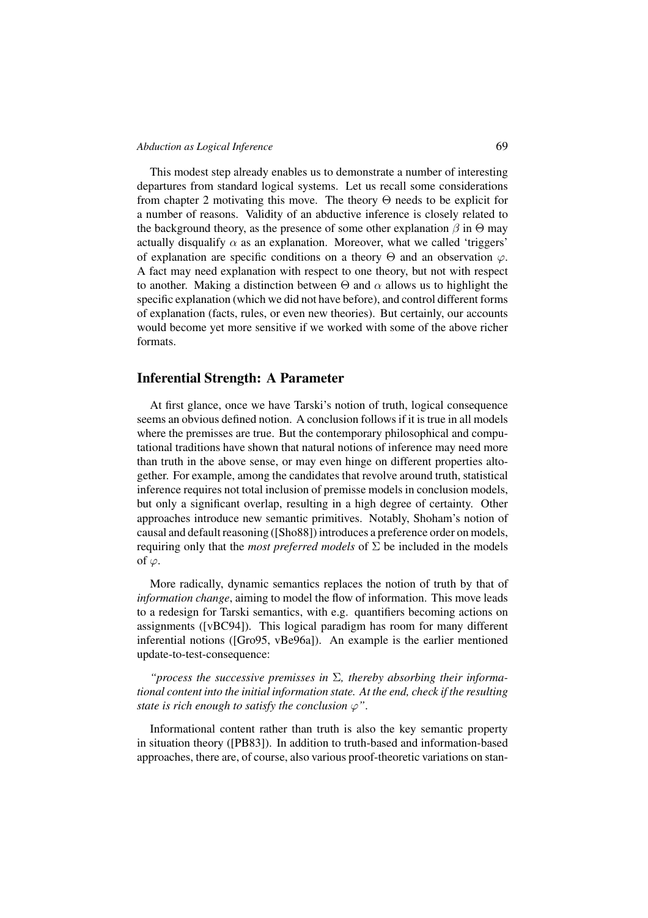This modest step already enables us to demonstrate a number of interesting departures from standard logical systems. Let us recall some considerations from chapter 2 motivating this move. The theory $\Theta$ needs to be explicit for a number of reasons. Validity of an abductive inference is closely related to the background theory, as the presence of some other explanation $\beta$ in $\Theta$ may actually disqualify $\alpha$ as an explanation. Moreover, what we called 'triggers' of explanation are specific conditions on a theory $\Theta$ and an observation $\varphi$. A fact may need explanation with respect to one theory, but not with respect to another. Making a distinction between $\Theta$ and $\alpha$ allows us to highlight the specific explanation (which we did not have before), and control different forms of explanation (facts, rules, or even new theories). But certainly, our accounts would become yet more sensitive if we worked with some of the above richer formats.

## Inferential Strength: A Parameter

At first glance, once we have Tarski's notion of truth, logical consequence seems an obvious defined notion. A conclusion follows if it is true in all models where the premisses are true. But the contemporary philosophical and computational traditions have shown that natural notions of inference may need more than truth in the above sense, or may even hinge on different properties altogether. For example, among the candidates that revolve around truth, statistical inference requires not total inclusion of premisse models in conclusion models, but only a significant overlap, resulting in a high degree of certainty. Other approaches introduce new semantic primitives. Notably, Shoham's notion of causal and default reasoning ([Sho88]) introduces a preference order on models, requiring only that the *most preferred models* of $\Sigma$ be included in the models of $\varphi$.

More radically, dynamic semantics replaces the notion of truth by that of *information change*, aiming to model the flow of information. This move leads to a redesign for Tarski semantics, with e.g. quantifiers becoming actions on assignments ([vBC94]). This logical paradigm has room for many different inferential notions ([Gro95, vBe96a]). An example is the earlier mentioned update-to-test-consequence:

*"process the successive premisses in $\Sigma$, thereby absorbing their informational content into the initial information state. At the end, check if the resulting state is rich enough to satisfy the conclusion $\varphi$".*

Informational content rather than truth is also the key semantic property in situation theory ([PB83]). In addition to truth-based and information-based approaches, there are, of course, also various proof-theoretic variations on stan-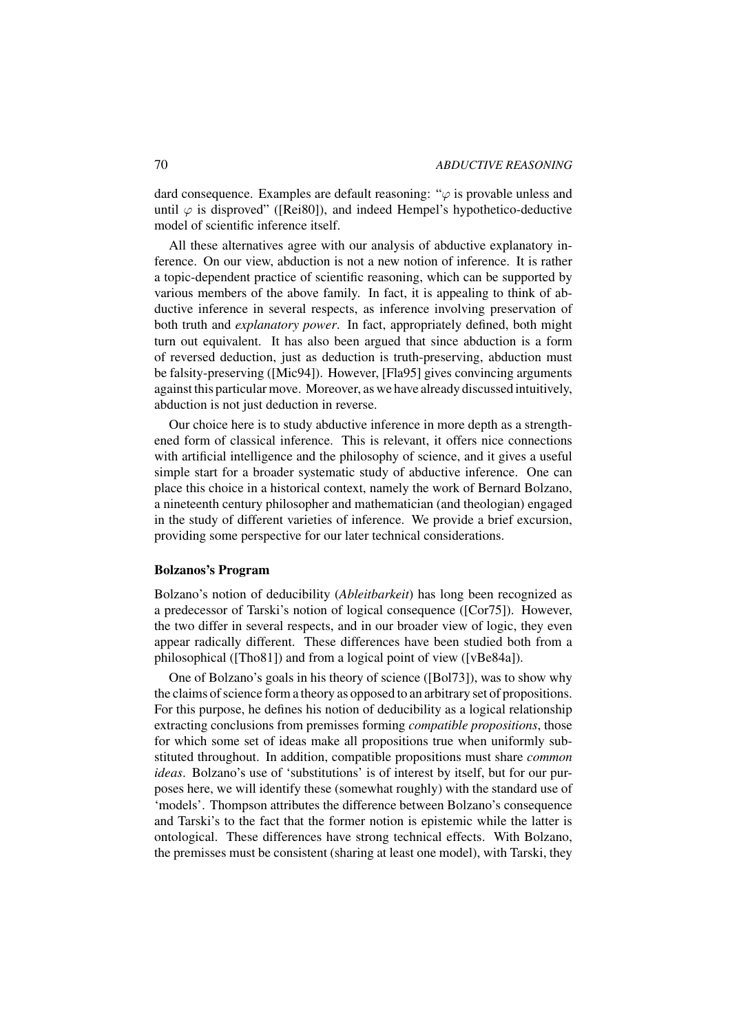dard consequence. Examples are default reasoning: "$\varphi$ is provable unless and until $\varphi$ is disproved" ([Rei80]), and indeed Hempel's hypothetico-deductive model of scientific inference itself.

All these alternatives agree with our analysis of abductive explanatory inference. On our view, abduction is not a new notion of inference. It is rather a topic-dependent practice of scientific reasoning, which can be supported by various members of the above family. In fact, it is appealing to think of abductive inference in several respects, as inference involving preservation of both truth and *explanatory power*. In fact, appropriately defined, both might turn out equivalent. It has also been argued that since abduction is a form of reversed deduction, just as deduction is truth-preserving, abduction must be falsity-preserving ([Mic94]). However, [Fla95] gives convincing arguments against this particular move. Moreover, as we have already discussed intuitively, abduction is not just deduction in reverse.

Our choice here is to study abductive inference in more depth as a strengthened form of classical inference. This is relevant, it offers nice connections with artificial intelligence and the philosophy of science, and it gives a useful simple start for a broader systematic study of abductive inference. One can place this choice in a historical context, namely the work of Bernard Bolzano, a nineteenth century philosopher and mathematician (and theologian) engaged in the study of different varieties of inference. We provide a brief excursion, providing some perspective for our later technical considerations.

**Bolzanos's Program**

Bolzano's notion of deducibility (*Ableitbarkeit*) has long been recognized as a predecessor of Tarski's notion of logical consequence ([Cor75]). However, the two differ in several respects, and in our broader view of logic, they even appear radically different. These differences have been studied both from a philosophical ([Tho81]) and from a logical point of view ([vBe84a]).

One of Bolzano's goals in his theory of science ([Bol73]), was to show why the claims of science form a theory as opposed to an arbitrary set of propositions. For this purpose, he defines his notion of deducibility as a logical relationship extracting conclusions from premisses forming *compatible propositions*, those for which some set of ideas make all propositions true when uniformly substituted throughout. In addition, compatible propositions must share *common ideas*. Bolzano's use of 'substitutions' is of interest by itself, but for our purposes here, we will identify these (somewhat roughly) with the standard use of 'models'. Thompson attributes the difference between Bolzano's consequence and Tarski's to the fact that the former notion is epistemic while the latter is ontological. These differences have strong technical effects. With Bolzano, the premisses must be consistent (sharing at least one model), with Tarski, they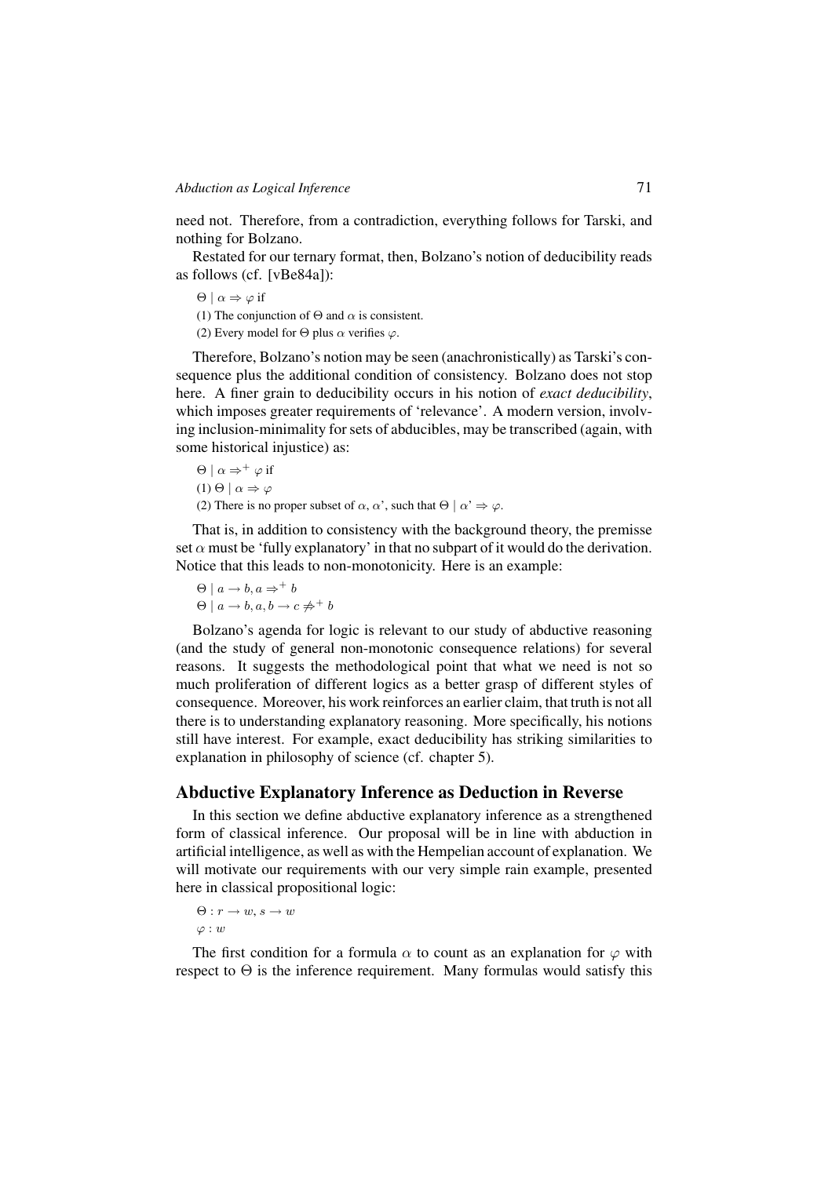need not. Therefore, from a contradiction, everything follows for Tarski, and nothing for Bolzano.

Restated for our ternary format, then, Bolzano's notion of deducibility reads as follows (cf. [vBe84a]):

$\Theta \mid \alpha \Rightarrow \varphi$ if

(1) The conjunction of $\Theta$ and $\alpha$ is consistent.

(2) Every model for $\Theta$ plus $\alpha$ verifies $\varphi$.

Therefore, Bolzano's notion may be seen (anachronistically) as Tarski's consequence plus the additional condition of consistency. Bolzano does not stop here. A finer grain to deducibility occurs in his notion of *exact deducibility*, which imposes greater requirements of 'relevance'. A modern version, involving inclusion-minimality for sets of abducibles, may be transcribed (again, with some historical injustice) as:

$\Theta \mid \alpha \Rightarrow^{+} \varphi$ if

(1) $\Theta \mid \alpha \Rightarrow \varphi$

(2) There is no proper subset of $\alpha$, $\alpha$', such that $\Theta \mid \alpha' \Rightarrow \varphi$.

That is, in addition to consistency with the background theory, the premisse set $\alpha$ must be 'fully explanatory' in that no subpart of it would do the derivation. Notice that this leads to non-monotonicity. Here is an example:

$\Theta \mid a \rightarrow b, a \Rightarrow^{+} b$

$\Theta \mid a \rightarrow b, a, b \rightarrow c \not\Rightarrow^{+} b$

Bolzano's agenda for logic is relevant to our study of abductive reasoning (and the study of general non-monotonic consequence relations) for several reasons. It suggests the methodological point that what we need is not so much proliferation of different logics as a better grasp of different styles of consequence. Moreover, his work reinforces an earlier claim, that truth is not all there is to understanding explanatory reasoning. More specifically, his notions still have interest. For example, exact deducibility has striking similarities to explanation in philosophy of science (cf. chapter 5).

## Abductive Explanatory Inference as Deduction in Reverse

In this section we define abductive explanatory inference as a strengthened form of classical inference. Our proposal will be in line with abduction in artificial intelligence, as well as with the Hempelian account of explanation. We will motivate our requirements with our very simple rain example, presented here in classical propositional logic:

$\Theta : r \rightarrow w, s \rightarrow w$

$\varphi : w$

The first condition for a formula $\alpha$ to count as an explanation for $\varphi$ with respect to $\Theta$ is the inference requirement. Many formulas would satisfy this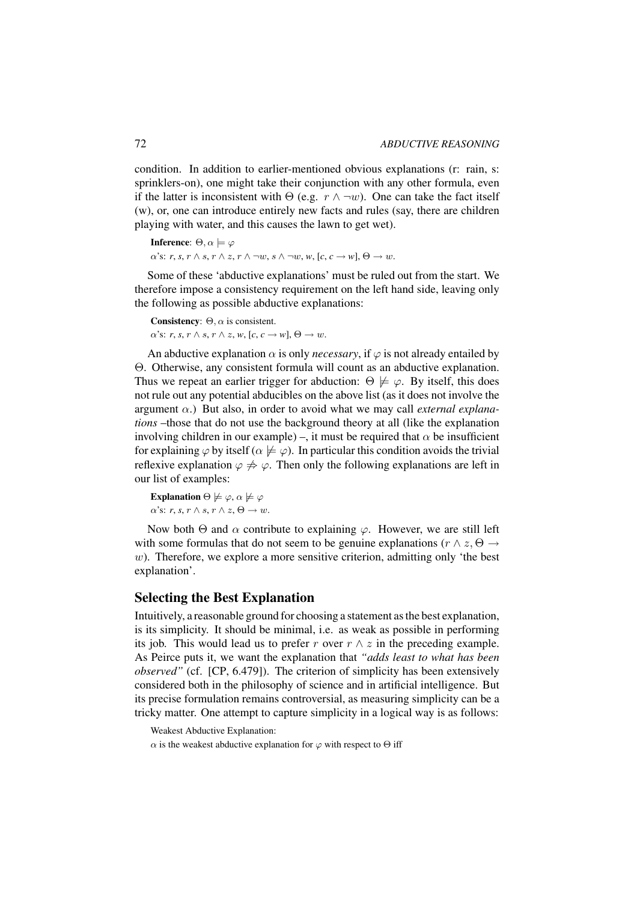condition. In addition to earlier-mentioned obvious explanations (r: rain, s: sprinklers-on), one might take their conjunction with any other formula, even if the latter is inconsistent with $\Theta$ (e.g. $r \wedge \neg w$). One can take the fact itself (w), or, one can introduce entirely new facts and rules (say, there are children playing with water, and this causes the lawn to get wet).

**Inference**: $\Theta, \alpha \models \varphi$
$\alpha$'s: $r$, $s$, $r \wedge s$, $r \wedge z$, $r \wedge \neg w$, $s \wedge \neg w$, $w$, $[c, c \rightarrow w]$, $\Theta \rightarrow w$.

Some of these 'abductive explanations' must be ruled out from the start. We therefore impose a consistency requirement on the left hand side, leaving only the following as possible abductive explanations:

**Consistency**: $\Theta, \alpha$ is consistent.
$\alpha$'s: $r$, $s$, $r \wedge s$, $r \wedge z$, $w$, $[c, c \rightarrow w]$, $\Theta \rightarrow w$.

An abductive explanation $\alpha$ is only *necessary*, if $\varphi$ is not already entailed by $\Theta$. Otherwise, any consistent formula will count as an abductive explanation. Thus we repeat an earlier trigger for abduction: $\Theta \not\models \varphi$. By itself, this does not rule out any potential abducibles on the above list (as it does not involve the argument $\alpha$.) But also, in order to avoid what we may call *external explanations* –those that do not use the background theory at all (like the explanation involving children in our example) –, it must be required that $\alpha$ be insufficient for explaining $\varphi$ by itself ($\alpha \not\models \varphi$). In particular this condition avoids the trivial reflexive explanation $\varphi \not\Rightarrow \varphi$. Then only the following explanations are left in our list of examples:

**Explanation** $\Theta \not\models \varphi, \alpha \not\models \varphi$
$\alpha$'s: $r$, $s$, $r \wedge s$, $r \wedge z$, $\Theta \rightarrow w$.

Now both $\Theta$ and $\alpha$ contribute to explaining $\varphi$. However, we are still left with some formulas that do not seem to be genuine explanations ($r \wedge z, \Theta \rightarrow w$). Therefore, we explore a more sensitive criterion, admitting only 'the best explanation'.

## Selecting the Best Explanation

Intuitively, a reasonable ground for choosing a statement as the best explanation, is its simplicity. It should be minimal, i.e. as weak as possible in performing its job. This would lead us to prefer $r$ over $r \wedge z$ in the preceding example. As Peirce puts it, we want the explanation that *"adds least to what has been observed"* (cf. [CP, 6.479]). The criterion of simplicity has been extensively considered both in the philosophy of science and in artificial intelligence. But its precise formulation remains controversial, as measuring simplicity can be a tricky matter. One attempt to capture simplicity in a logical way is as follows:

Weakest Abductive Explanation:

$\alpha$ is the weakest abductive explanation for $\varphi$ with respect to $\Theta$ iff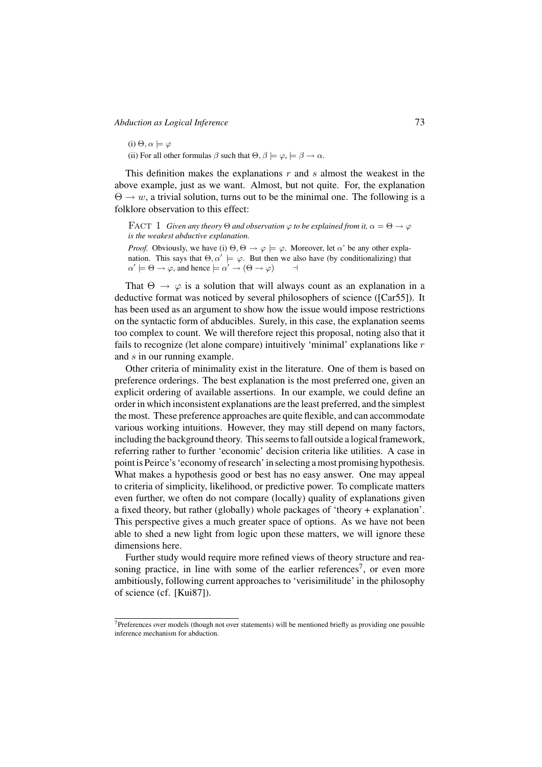(i) $\Theta, \alpha \models \varphi$

(ii) For all other formulas $\beta$ such that $\Theta, \beta \models \varphi, \models \beta \rightarrow \alpha$.

This definition makes the explanations $r$ and $s$ almost the weakest in the above example, just as we want. Almost, but not quite. For, the explanation $\Theta \rightarrow w$, a trivial solution, turns out to be the minimal one. The following is a folklore observation to this effect:

FACT 1 *Given any theory $\Theta$ and observation $\varphi$ to be explained from it, $\alpha = \Theta \rightarrow \varphi$ is the weakest abductive explanation.*

*Proof.* Obviously, we have (i) $\Theta, \Theta \rightarrow \varphi \models \varphi$. Moreover, let $\alpha$' be any other explanation. This says that $\Theta, \alpha' \models \varphi$. But then we also have (by conditionalizing) that $\alpha' \models \Theta \rightarrow \varphi$, and hence $\models \alpha' \rightarrow (\Theta \rightarrow \varphi)$ $\dashv$

That $\Theta \rightarrow \varphi$ is a solution that will always count as an explanation in a deductive format was noticed by several philosophers of science ([Car55]). It has been used as an argument to show how the issue would impose restrictions on the syntactic form of abducibles. Surely, in this case, the explanation seems too complex to count. We will therefore reject this proposal, noting also that it fails to recognize (let alone compare) intuitively 'minimal' explanations like $r$ and $s$ in our running example.

Other criteria of minimality exist in the literature. One of them is based on preference orderings. The best explanation is the most preferred one, given an explicit ordering of available assertions. In our example, we could define an order in which inconsistent explanations are the least preferred, and the simplest the most. These preference approaches are quite flexible, and can accommodate various working intuitions. However, they may still depend on many factors, including the background theory. This seems to fall outside a logical framework, referring rather to further 'economic' decision criteria like utilities. A case in point is Peirce's 'economy of research' in selecting a most promising hypothesis. What makes a hypothesis good or best has no easy answer. One may appeal to criteria of simplicity, likelihood, or predictive power. To complicate matters even further, we often do not compare (locally) quality of explanations given a fixed theory, but rather (globally) whole packages of 'theory + explanation'. This perspective gives a much greater space of options. As we have not been able to shed a new light from logic upon these matters, we will ignore these dimensions here.

Further study would require more refined views of theory structure and reasoning practice, in line with some of the earlier references[7], or even more ambitiously, following current approaches to 'verisimilitude' in the philosophy of science (cf. [Kui87]).

[7]Preferences over models (though not over statements) will be mentioned briefly as providing one possible inference mechanism for abduction.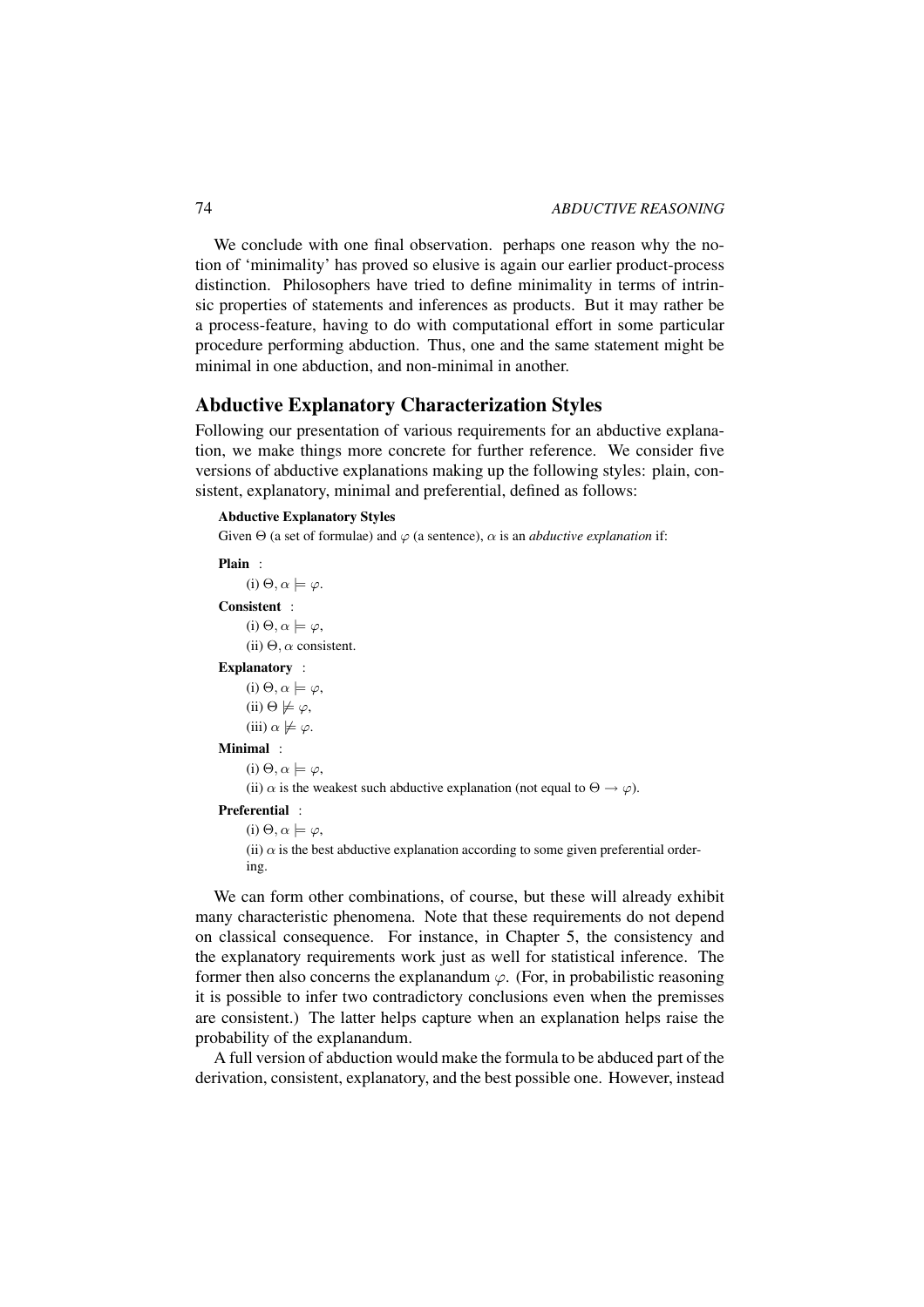We conclude with one final observation. perhaps one reason why the notion of 'minimality' has proved so elusive is again our earlier product-process distinction. Philosophers have tried to define minimality in terms of intrinsic properties of statements and inferences as products. But it may rather be a process-feature, having to do with computational effort in some particular procedure performing abduction. Thus, one and the same statement might be minimal in one abduction, and non-minimal in another.

## Abductive Explanatory Characterization Styles

Following our presentation of various requirements for an abductive explanation, we make things more concrete for further reference. We consider five versions of abductive explanations making up the following styles: plain, consistent, explanatory, minimal and preferential, defined as follows:

**Abductive Explanatory Styles**

Given $\Theta$ (a set of formulae) and $\varphi$ (a sentence), $\alpha$ is an *abductive explanation* if:

**Plain** :

(i) $\Theta, \alpha \models \varphi$.

**Consistent** :

(i) $\Theta, \alpha \models \varphi$,

(ii) $\Theta, \alpha$ consistent.

**Explanatory** :

(i) $\Theta, \alpha \models \varphi$,

(ii) $\Theta \not\models \varphi$,

(iii) $\alpha \not\models \varphi$.

**Minimal** :

(i) $\Theta, \alpha \models \varphi$,

(ii) $\alpha$ is the weakest such abductive explanation (not equal to $\Theta \rightarrow \varphi$).

**Preferential** :

(i) $\Theta, \alpha \models \varphi$,

(ii) $\alpha$ is the best abductive explanation according to some given preferential ordering.

We can form other combinations, of course, but these will already exhibit many characteristic phenomena. Note that these requirements do not depend on classical consequence. For instance, in Chapter 5, the consistency and the explanatory requirements work just as well for statistical inference. The former then also concerns the explanandum $\varphi$. (For, in probabilistic reasoning it is possible to infer two contradictory conclusions even when the premisses are consistent.) The latter helps capture when an explanation helps raise the probability of the explanandum.

A full version of abduction would make the formula to be abduced part of the derivation, consistent, explanatory, and the best possible one. However, instead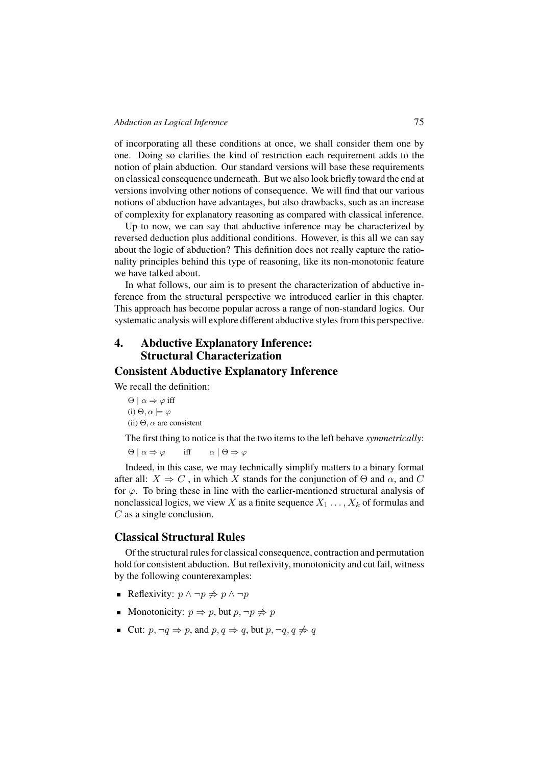of incorporating all these conditions at once, we shall consider them one by one. Doing so clarifies the kind of restriction each requirement adds to the notion of plain abduction. Our standard versions will base these requirements on classical consequence underneath. But we also look briefly toward the end at versions involving other notions of consequence. We will find that our various notions of abduction have advantages, but also drawbacks, such as an increase of complexity for explanatory reasoning as compared with classical inference.

Up to now, we can say that abductive inference may be characterized by reversed deduction plus additional conditions. However, is this all we can say about the logic of abduction? This definition does not really capture the rationality principles behind this type of reasoning, like its non-monotonic feature we have talked about.

In what follows, our aim is to present the characterization of abductive inference from the structural perspective we introduced earlier in this chapter. This approach has become popular across a range of non-standard logics. Our systematic analysis will explore different abductive styles from this perspective.

## 4. Abductive Explanatory Inference: Structural Characterization

### Consistent Abductive Explanatory Inference

We recall the definition:

$\Theta \mid \alpha \Rightarrow \varphi$ iff
(i) $\Theta, \alpha \models \varphi$
(ii) $\Theta, \alpha$ are consistent

The first thing to notice is that the two items to the left behave *symmetrically*:

$\Theta \mid \alpha \Rightarrow \varphi \qquad \text{iff} \qquad \alpha \mid \Theta \Rightarrow \varphi$

Indeed, in this case, we may technically simplify matters to a binary format after all: $X \Rightarrow C$ , in which $X$ stands for the conjunction of $\Theta$ and $\alpha$, and $C$ for $\varphi$. To bring these in line with the earlier-mentioned structural analysis of nonclassical logics, we view $X$ as a finite sequence $X_1 \ldots, X_k$ of formulas and $C$ as a single conclusion.

### Classical Structural Rules

Of the structural rules for classical consequence, contraction and permutation hold for consistent abduction. But reflexivity, monotonicity and cut fail, witness by the following counterexamples:

- Reflexivity: $p \wedge \neg p \not\Rightarrow p \wedge \neg p$
- Monotonicity: $p \Rightarrow p$, but $p, \neg p \not\Rightarrow p$
- Cut: $p, \neg q \Rightarrow p$, and $p, q \Rightarrow q$, but $p, \neg q, q \not\Rightarrow q$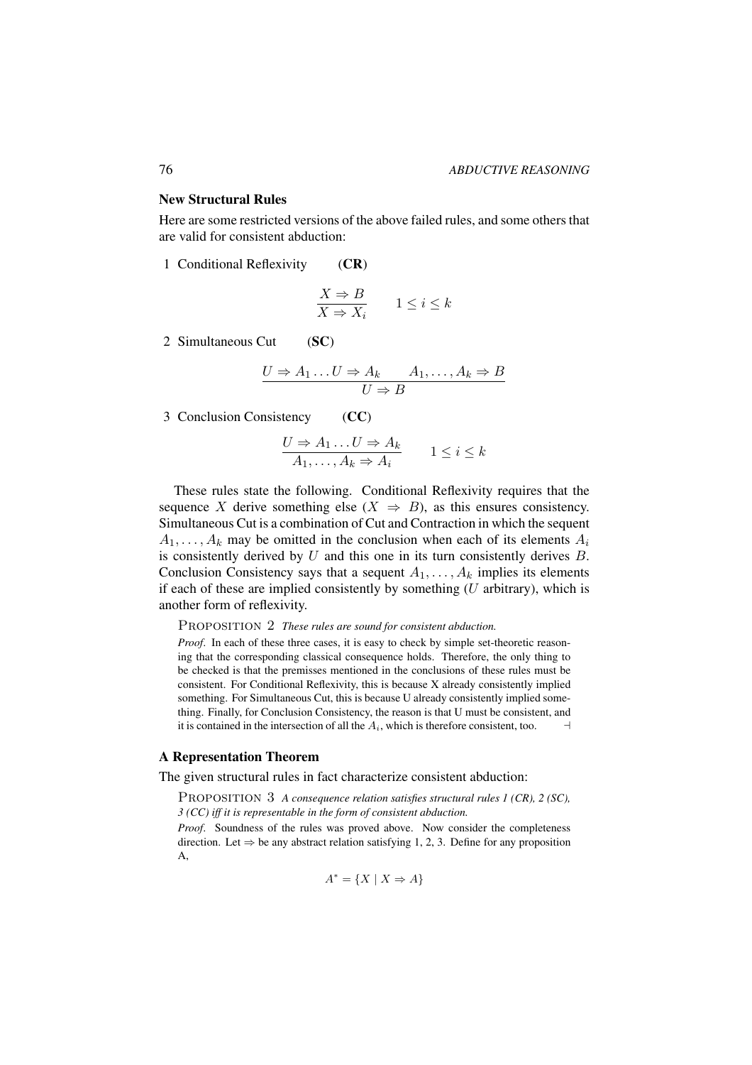### New Structural Rules

Here are some restricted versions of the above failed rules, and some others that are valid for consistent abduction:

1 Conditional Reflexivity (**CR**)

$$\frac{X \Rightarrow B}{X \Rightarrow X_i} \qquad 1 \leq i \leq k$$

2 Simultaneous Cut (**SC**)

$$\frac{U \Rightarrow A_1 \ldots U \Rightarrow A_k \qquad A_1, \ldots, A_k \Rightarrow B}{U \Rightarrow B}$$

3 Conclusion Consistency (**CC**)

$$\frac{U \Rightarrow A_1 \ldots U \Rightarrow A_k}{A_1, \ldots, A_k \Rightarrow A_i} \qquad 1 \leq i \leq k$$

These rules state the following. Conditional Reflexivity requires that the sequence $X$ derive something else ($X \Rightarrow B$), as this ensures consistency. Simultaneous Cut is a combination of Cut and Contraction in which the sequent $A_1, \ldots, A_k$ may be omitted in the conclusion when each of its elements $A_i$ is consistently derived by $U$ and this one in its turn consistently derives $B$. Conclusion Consistency says that a sequent $A_1, \ldots, A_k$ implies its elements if each of these are implied consistently by something ($U$ arbitrary), which is another form of reflexivity.

PROPOSITION 2 *These rules are sound for consistent abduction.*

*Proof*. In each of these three cases, it is easy to check by simple set-theoretic reasoning that the corresponding classical consequence holds. Therefore, the only thing to be checked is that the premisses mentioned in the conclusions of these rules must be consistent. For Conditional Reflexivity, this is because X already consistently implied something. For Simultaneous Cut, this is because U already consistently implied something. Finally, for Conclusion Consistency, the reason is that U must be consistent, and it is contained in the intersection of all the $A_i$, which is therefore consistent, too. $\dashv$

### A Representation Theorem

The given structural rules in fact characterize consistent abduction:

PROPOSITION 3 *A consequence relation satisfies structural rules 1 (CR), 2 (SC), 3 (CC) iff it is representable in the form of consistent abduction.*

*Proof*. Soundness of the rules was proved above. Now consider the completeness direction. Let $\Rightarrow$ be any abstract relation satisfying 1, 2, 3. Define for any proposition A,

$$A^* = \{X \mid X \Rightarrow A\}$$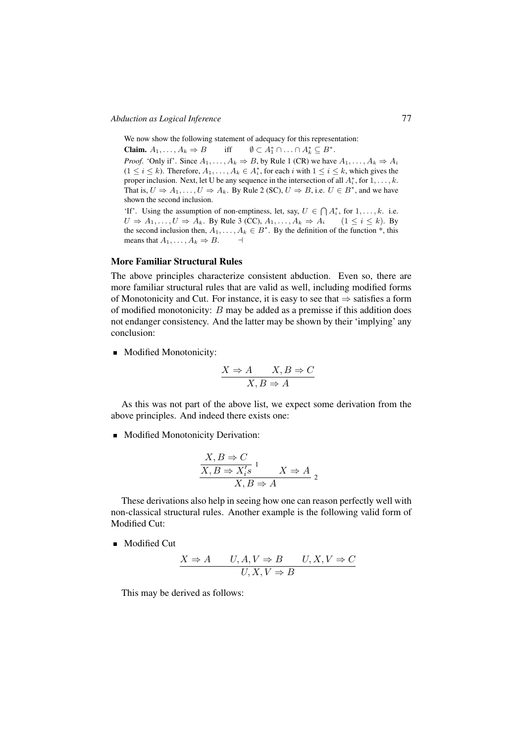We now show the following statement of adequacy for this representation:

**Claim.** $A_1, \ldots, A_k \Rightarrow B$ iff $\emptyset \subset A_1^* \cap \ldots \cap A_k^* \subseteq B^*$.

*Proof.* 'Only if'. Since $A_1, \ldots, A_k \Rightarrow B$, by Rule 1 (CR) we have $A_1, \ldots, A_k \Rightarrow A_i$ $(1 \leq i \leq k)$. Therefore, $A_1, \ldots, A_k \in A_i^*$, for each $i$ with $1 \leq i \leq k$, which gives the proper inclusion. Next, let U be any sequence in the intersection of all $A_i^*$, for $1, \ldots, k$. That is, $U \Rightarrow A_1, \ldots, U \Rightarrow A_k$. By Rule 2 (SC), $U \Rightarrow B$, i.e. $U \in B^*$, and we have shown the second inclusion.

'If'. Using the assumption of non-emptiness, let, say, $U \in \bigcap A_i^*$, for $1, \ldots, k$. i.e. $U \Rightarrow A_1, \ldots, U \Rightarrow A_k$. By Rule 3 (CC), $A_1, \ldots, A_k \Rightarrow A_i$ $(1 \leq i \leq k)$. By the second inclusion then, $A_1, \ldots, A_k \in B^*$. By the definition of the function *, this means that $A_1, \ldots, A_k \Rightarrow B$. $\dashv$

### More Familiar Structural Rules

The above principles characterize consistent abduction. Even so, there are more familiar structural rules that are valid as well, including modified forms of Monotonicity and Cut. For instance, it is easy to see that $\Rightarrow$ satisfies a form of modified monotonicity: $B$ may be added as a premisse if this addition does not endanger consistency. And the latter may be shown by their 'implying' any conclusion:

- Modified Monotonicity:

$$\frac{X \Rightarrow A \qquad X, B \Rightarrow C}{X, B \Rightarrow A}$$

As this was not part of the above list, we expect some derivation from the above principles. And indeed there exists one:

- Modified Monotonicity Derivation:

$$\cfrac{\cfrac{X, B \Rightarrow C}{X, B \Rightarrow X_i' s}\ {}^{1} \qquad X \Rightarrow A}{X, B \Rightarrow A}\ {}^{2}$$

These derivations also help in seeing how one can reason perfectly well with non-classical structural rules. Another example is the following valid form of Modified Cut:

- Modified Cut

$$\frac{X \Rightarrow A \qquad U, A, V \Rightarrow B \qquad U, X, V \Rightarrow C}{U, X, V \Rightarrow B}$$

This may be derived as follows: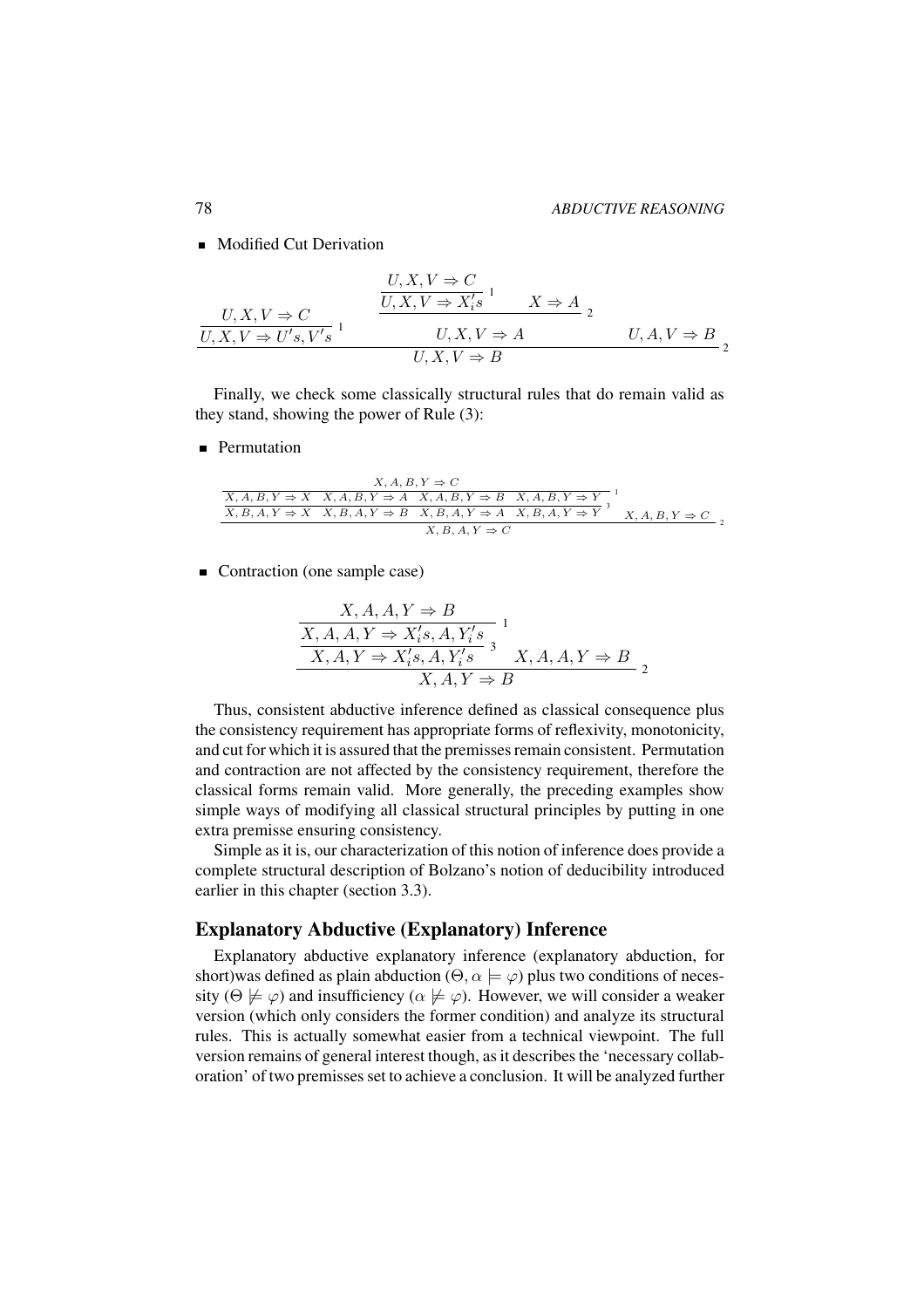- Modified Cut Derivation

$$\dfrac{\dfrac{U, X, V \Rightarrow C}{U, X, V \Rightarrow U's, V's}\ ^1 \qquad \dfrac{\dfrac{U, X, V \Rightarrow C}{U, X, V \Rightarrow X_i's}\ ^1 \quad X \Rightarrow A}{U, X, V \Rightarrow A}\ _2 \qquad U, A, V \Rightarrow B}{U, X, V \Rightarrow B}\ _2$$

Finally, we check some classically structural rules that do remain valid as they stand, showing the power of Rule (3):

- Permutation

$$\dfrac{\dfrac{\dfrac{X, A, B, Y \Rightarrow C}{X, A, B, Y \Rightarrow X \quad X, A, B, Y \Rightarrow A \quad X, A, B, Y \Rightarrow B \quad X, A, B, Y \Rightarrow Y}\ ^1}{X, B, A, Y \Rightarrow X \quad X, B, A, Y \Rightarrow B \quad X, B, A, Y \Rightarrow A \quad X, B, A, Y \Rightarrow Y}\ ^3 \quad X, A, B, Y \Rightarrow C}{X, B, A, Y \Rightarrow C}\ _2$$

- Contraction (one sample case)

$$\dfrac{\dfrac{\dfrac{X, A, A, Y \Rightarrow B}{X, A, A, Y \Rightarrow X_i's, A, Y_i's}\ ^1}{X, A, Y \Rightarrow X_i's, A, Y_i's}\ ^3 \quad X, A, A, Y \Rightarrow B}{X, A, Y \Rightarrow B}\ _2$$

Thus, consistent abductive inference defined as classical consequence plus the consistency requirement has appropriate forms of reflexivity, monotonicity, and cut for which it is assured that the premisses remain consistent. Permutation and contraction are not affected by the consistency requirement, therefore the classical forms remain valid. More generally, the preceding examples show simple ways of modifying all classical structural principles by putting in one extra premisse ensuring consistency.

Simple as it is, our characterization of this notion of inference does provide a complete structural description of Bolzano's notion of deducibility introduced earlier in this chapter (section 3.3).

## Explanatory Abductive (Explanatory) Inference

Explanatory abductive explanatory inference (explanatory abduction, for short)was defined as plain abduction ($\Theta, \alpha \models \varphi$) plus two conditions of necessity ($\Theta \not\models \varphi$) and insufficiency ($\alpha \not\models \varphi$). However, we will consider a weaker version (which only considers the former condition) and analyze its structural rules. This is actually somewhat easier from a technical viewpoint. The full version remains of general interest though, as it describes the 'necessary collaboration' of two premisses set to achieve a conclusion. It will be analyzed further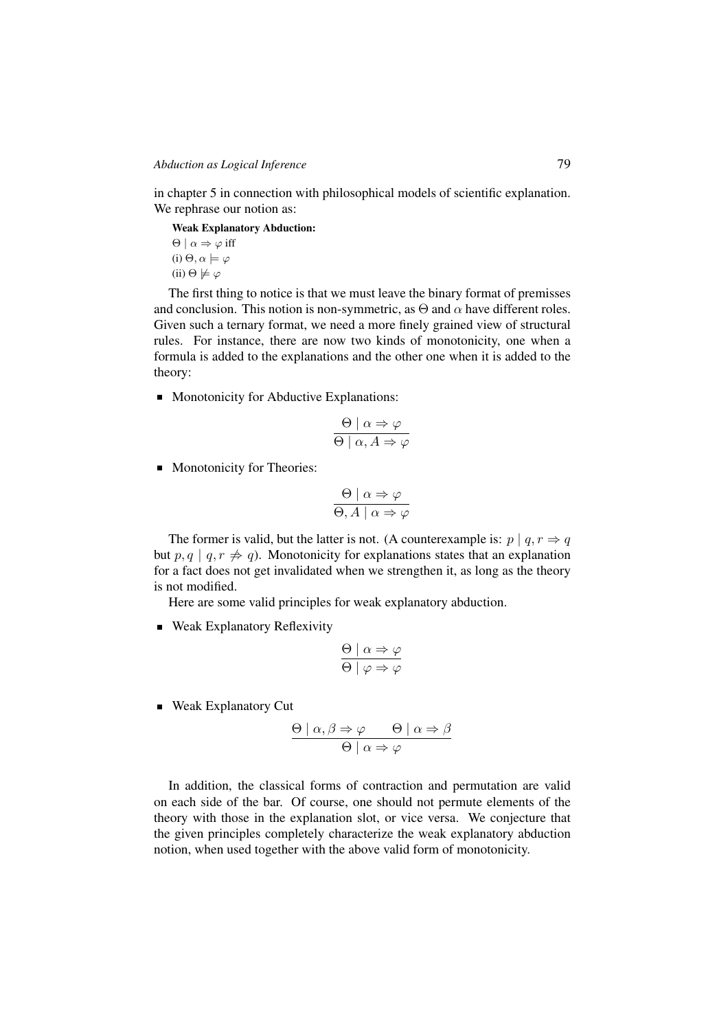in chapter 5 in connection with philosophical models of scientific explanation. We rephrase our notion as:

**Weak Explanatory Abduction:**
$\Theta \mid \alpha \Rightarrow \varphi$ iff
(i) $\Theta, \alpha \models \varphi$
(ii) $\Theta \not\models \varphi$

The first thing to notice is that we must leave the binary format of premisses and conclusion. This notion is non-symmetric, as $\Theta$ and $\alpha$ have different roles. Given such a ternary format, we need a more finely grained view of structural rules. For instance, there are now two kinds of monotonicity, one when a formula is added to the explanations and the other one when it is added to the theory:

- Monotonicity for Abductive Explanations:

$$\frac{\Theta \mid \alpha \Rightarrow \varphi}{\Theta \mid \alpha, A \Rightarrow \varphi}$$

- Monotonicity for Theories:

$$\frac{\Theta \mid \alpha \Rightarrow \varphi}{\Theta, A \mid \alpha \Rightarrow \varphi}$$

The former is valid, but the latter is not. (A counterexample is: $p \mid q, r \Rightarrow q$ but $p, q \mid q, r \not\Rightarrow q$). Monotonicity for explanations states that an explanation for a fact does not get invalidated when we strengthen it, as long as the theory is not modified.

Here are some valid principles for weak explanatory abduction.

- Weak Explanatory Reflexivity

$$\frac{\Theta \mid \alpha \Rightarrow \varphi}{\Theta \mid \varphi \Rightarrow \varphi}$$

- Weak Explanatory Cut

$$\frac{\Theta \mid \alpha, \beta \Rightarrow \varphi \qquad \Theta \mid \alpha \Rightarrow \beta}{\Theta \mid \alpha \Rightarrow \varphi}$$

In addition, the classical forms of contraction and permutation are valid on each side of the bar. Of course, one should not permute elements of the theory with those in the explanation slot, or vice versa. We conjecture that the given principles completely characterize the weak explanatory abduction notion, when used together with the above valid form of monotonicity.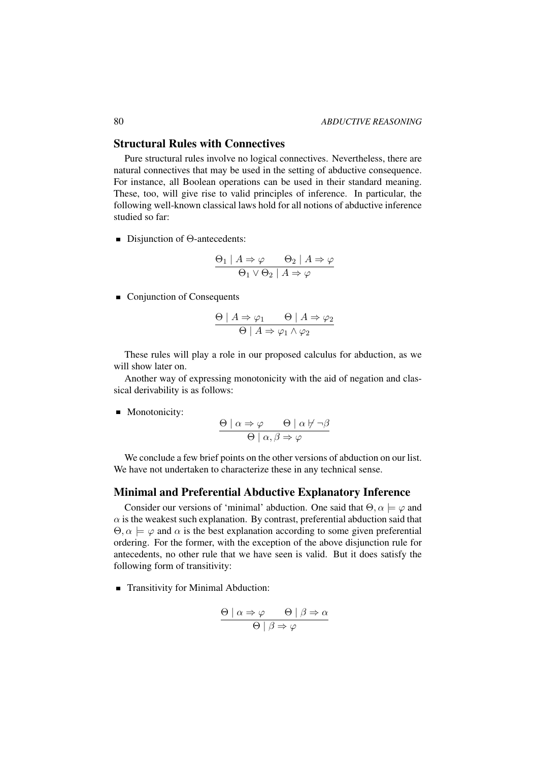## Structural Rules with Connectives

Pure structural rules involve no logical connectives. Nevertheless, there are natural connectives that may be used in the setting of abductive consequence. For instance, all Boolean operations can be used in their standard meaning. These, too, will give rise to valid principles of inference. In particular, the following well-known classical laws hold for all notions of abductive inference studied so far:

- Disjunction of $\Theta$-antecedents:

$$\frac{\Theta_1 \mid A \Rightarrow \varphi \qquad \Theta_2 \mid A \Rightarrow \varphi}{\Theta_1 \vee \Theta_2 \mid A \Rightarrow \varphi}$$

- Conjunction of Consequents

$$\frac{\Theta \mid A \Rightarrow \varphi_1 \qquad \Theta \mid A \Rightarrow \varphi_2}{\Theta \mid A \Rightarrow \varphi_1 \wedge \varphi_2}$$

These rules will play a role in our proposed calculus for abduction, as we will show later on.

Another way of expressing monotonicity with the aid of negation and classical derivability is as follows:

- Monotonicity:

$$\frac{\Theta \mid \alpha \Rightarrow \varphi \qquad \Theta \mid \alpha \not\vdash \neg\beta}{\Theta \mid \alpha, \beta \Rightarrow \varphi}$$

We conclude a few brief points on the other versions of abduction on our list. We have not undertaken to characterize these in any technical sense.

## Minimal and Preferential Abductive Explanatory Inference

Consider our versions of 'minimal' abduction. One said that $\Theta, \alpha \models \varphi$ and $\alpha$ is the weakest such explanation. By contrast, preferential abduction said that $\Theta, \alpha \models \varphi$ and $\alpha$ is the best explanation according to some given preferential ordering. For the former, with the exception of the above disjunction rule for antecedents, no other rule that we have seen is valid. But it does satisfy the following form of transitivity:

- Transitivity for Minimal Abduction:

$$\frac{\Theta \mid \alpha \Rightarrow \varphi \qquad \Theta \mid \beta \Rightarrow \alpha}{\Theta \mid \beta \Rightarrow \varphi}$$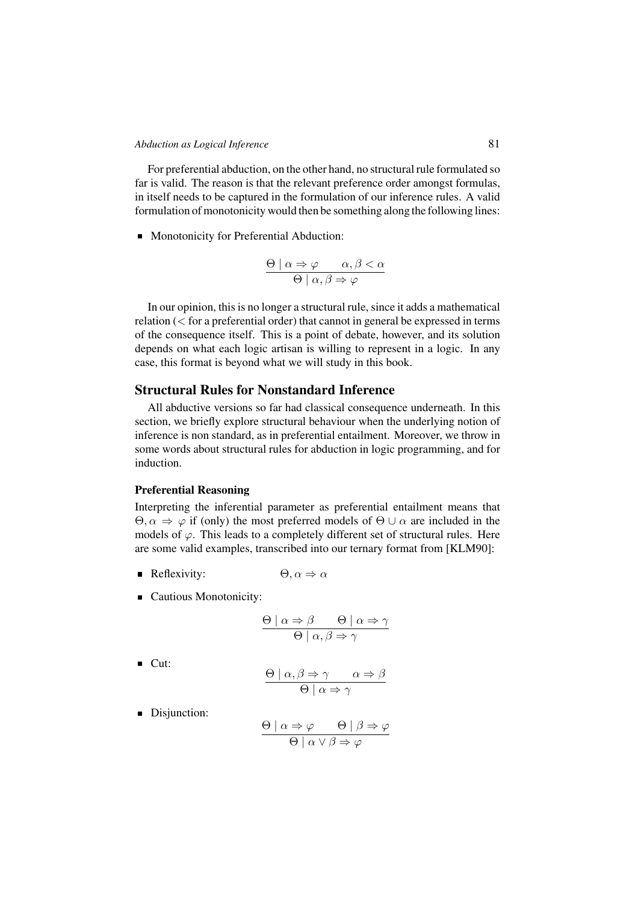For preferential abduction, on the other hand, no structural rule formulated so far is valid. The reason is that the relevant preference order amongst formulas, in itself needs to be captured in the formulation of our inference rules. A valid formulation of monotonicity would then be something along the following lines:

- Monotonicity for Preferential Abduction:

$$\frac{\Theta \mid \alpha \Rightarrow \varphi \qquad \alpha, \beta < \alpha}{\Theta \mid \alpha, \beta \Rightarrow \varphi}$$

In our opinion, this is no longer a structural rule, since it adds a mathematical relation ($<$ for a preferential order) that cannot in general be expressed in terms of the consequence itself. This is a point of debate, however, and its solution depends on what each logic artisan is willing to represent in a logic. In any case, this format is beyond what we will study in this book.

## Structural Rules for Nonstandard Inference

All abductive versions so far had classical consequence underneath. In this section, we briefly explore structural behaviour when the underlying notion of inference is non standard, as in preferential entailment. Moreover, we throw in some words about structural rules for abduction in logic programming, and for induction.

### Preferential Reasoning

Interpreting the inferential parameter as preferential entailment means that $\Theta, \alpha \Rightarrow \varphi$ if (only) the most preferred models of $\Theta \cup \alpha$ are included in the models of $\varphi$. This leads to a completely different set of structural rules. Here are some valid examples, transcribed into our ternary format from [KLM90]:

- Reflexivity: $\Theta, \alpha \Rightarrow \alpha$

- Cautious Monotonicity:

$$\frac{\Theta \mid \alpha \Rightarrow \beta \qquad \Theta \mid \alpha \Rightarrow \gamma}{\Theta \mid \alpha, \beta \Rightarrow \gamma}$$

- Cut:

$$\frac{\Theta \mid \alpha, \beta \Rightarrow \gamma \qquad \alpha \Rightarrow \beta}{\Theta \mid \alpha \Rightarrow \gamma}$$

- Disjunction:

$$\frac{\Theta \mid \alpha \Rightarrow \varphi \qquad \Theta \mid \beta \Rightarrow \varphi}{\Theta \mid \alpha \vee \beta \Rightarrow \varphi}$$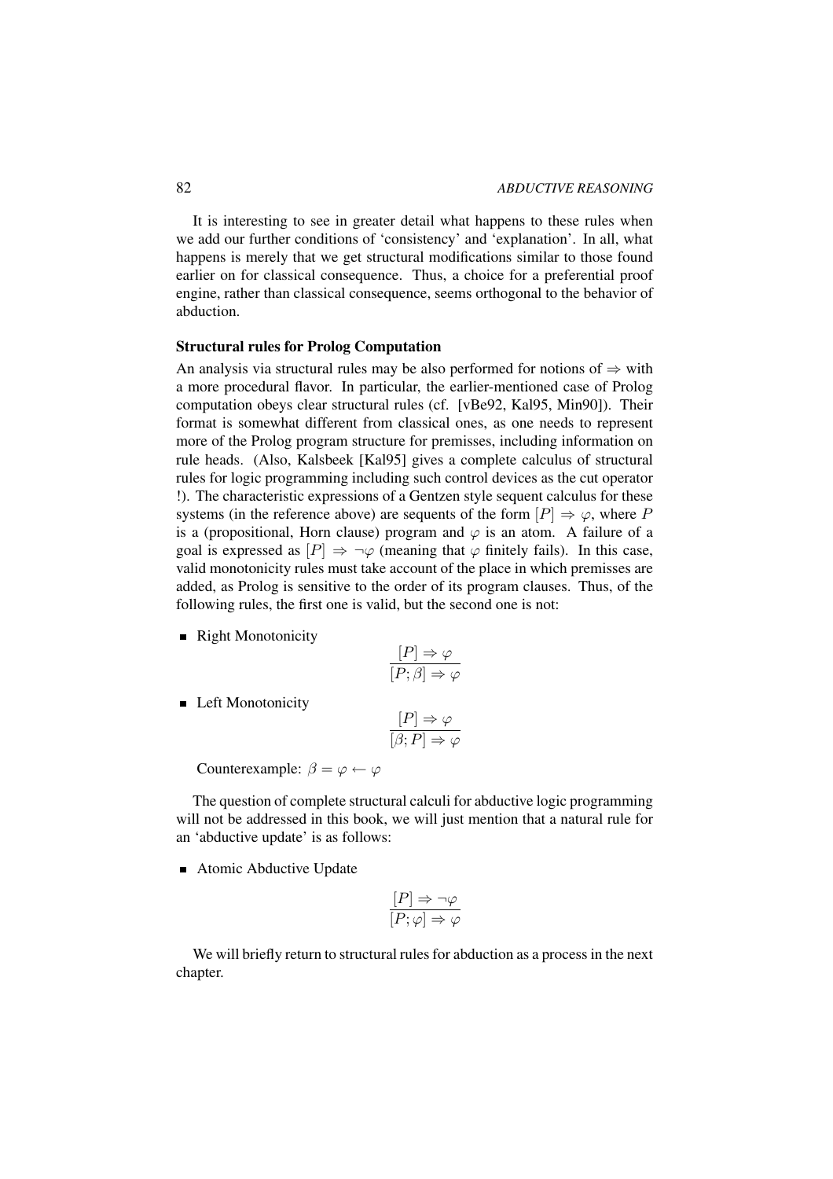It is interesting to see in greater detail what happens to these rules when we add our further conditions of 'consistency' and 'explanation'. In all, what happens is merely that we get structural modifications similar to those found earlier on for classical consequence. Thus, a choice for a preferential proof engine, rather than classical consequence, seems orthogonal to the behavior of abduction.

**Structural rules for Prolog Computation**

An analysis via structural rules may be also performed for notions of $\Rightarrow$ with a more procedural flavor. In particular, the earlier-mentioned case of Prolog computation obeys clear structural rules (cf. [vBe92, Kal95, Min90]). Their format is somewhat different from classical ones, as one needs to represent more of the Prolog program structure for premisses, including information on rule heads. (Also, Kalsbeek [Kal95] gives a complete calculus of structural rules for logic programming including such control devices as the cut operator !). The characteristic expressions of a Gentzen style sequent calculus for these systems (in the reference above) are sequents of the form $[P] \Rightarrow \varphi$, where $P$ is a (propositional, Horn clause) program and $\varphi$ is an atom. A failure of a goal is expressed as $[P] \Rightarrow \neg\varphi$ (meaning that $\varphi$ finitely fails). In this case, valid monotonicity rules must take account of the place in which premisses are added, as Prolog is sensitive to the order of its program clauses. Thus, of the following rules, the first one is valid, but the second one is not:

- Right Monotonicity

$$\frac{[P] \Rightarrow \varphi}{[P; \beta] \Rightarrow \varphi}$$

- Left Monotonicity

$$\frac{[P] \Rightarrow \varphi}{[\beta; P] \Rightarrow \varphi}$$

  Counterexample: $\beta = \varphi \leftarrow \varphi$

The question of complete structural calculi for abductive logic programming will not be addressed in this book, we will just mention that a natural rule for an 'abductive update' is as follows:

- Atomic Abductive Update

$$\frac{[P] \Rightarrow \neg\varphi}{[P; \varphi] \Rightarrow \varphi}$$

We will briefly return to structural rules for abduction as a process in the next chapter.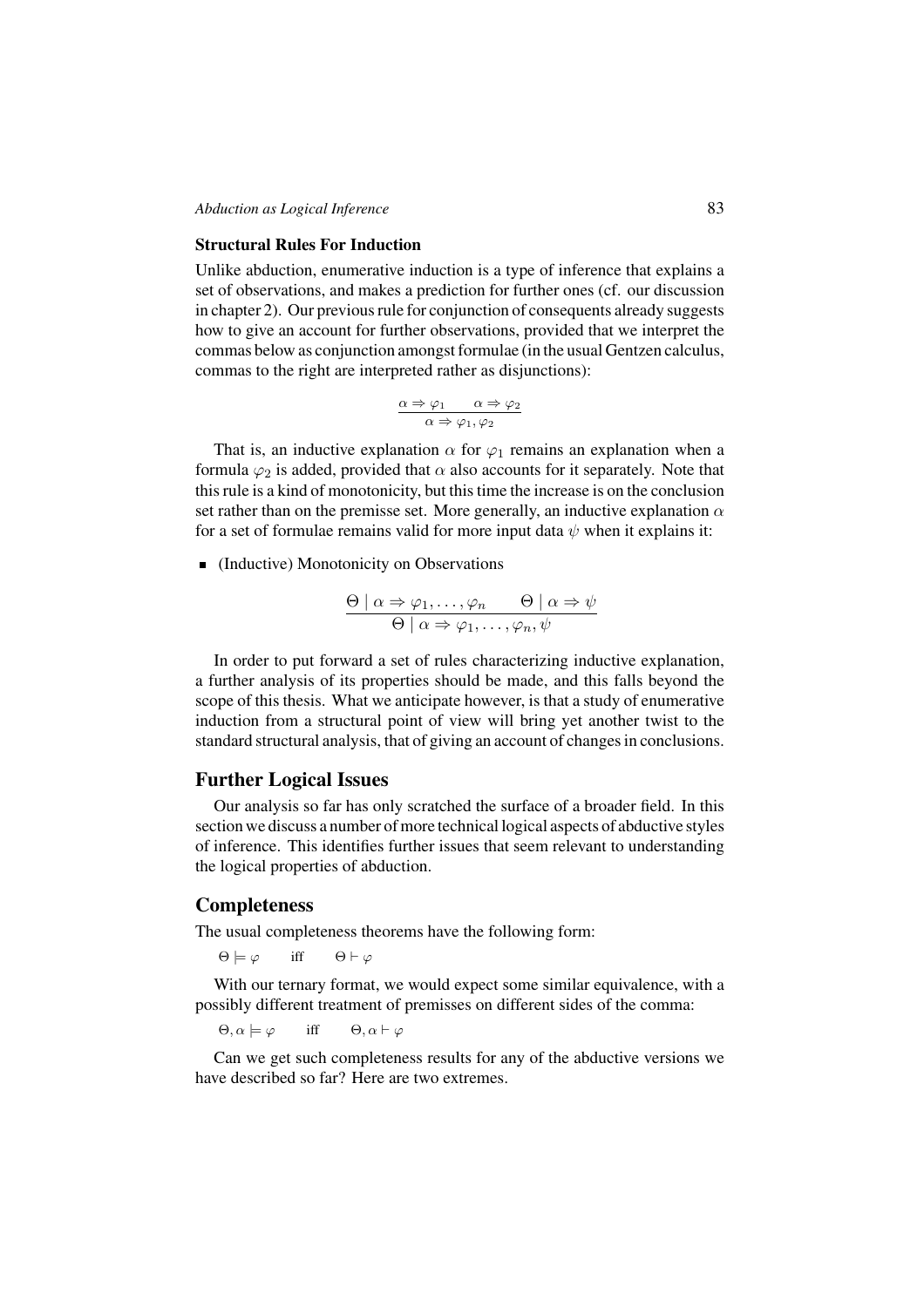### Structural Rules For Induction

Unlike abduction, enumerative induction is a type of inference that explains a set of observations, and makes a prediction for further ones (cf. our discussion in chapter 2). Our previous rule for conjunction of consequents already suggests how to give an account for further observations, provided that we interpret the commas below as conjunction amongst formulae (in the usual Gentzen calculus, commas to the right are interpreted rather as disjunctions):

$$\frac{\alpha \Rightarrow \varphi_1 \qquad \alpha \Rightarrow \varphi_2}{\alpha \Rightarrow \varphi_1, \varphi_2}$$

That is, an inductive explanation $\alpha$ for $\varphi_1$ remains an explanation when a formula $\varphi_2$ is added, provided that $\alpha$ also accounts for it separately. Note that this rule is a kind of monotonicity, but this time the increase is on the conclusion set rather than on the premisse set. More generally, an inductive explanation $\alpha$ for a set of formulae remains valid for more input data $\psi$ when it explains it:

- (Inductive) Monotonicity on Observations

$$\frac{\Theta \mid \alpha \Rightarrow \varphi_1, \ldots, \varphi_n \qquad \Theta \mid \alpha \Rightarrow \psi}{\Theta \mid \alpha \Rightarrow \varphi_1, \ldots, \varphi_n, \psi}$$

In order to put forward a set of rules characterizing inductive explanation, a further analysis of its properties should be made, and this falls beyond the scope of this thesis. What we anticipate however, is that a study of enumerative induction from a structural point of view will bring yet another twist to the standard structural analysis, that of giving an account of changes in conclusions.

## Further Logical Issues

Our analysis so far has only scratched the surface of a broader field. In this section we discuss a number of more technical logical aspects of abductive styles of inference. This identifies further issues that seem relevant to understanding the logical properties of abduction.

## Completeness

The usual completeness theorems have the following form:

$\Theta \models \varphi \quad$ iff $\quad \Theta \vdash \varphi$

With our ternary format, we would expect some similar equivalence, with a possibly different treatment of premisses on different sides of the comma:

$\Theta, \alpha \models \varphi \quad$ iff $\quad \Theta, \alpha \vdash \varphi$

Can we get such completeness results for any of the abductive versions we have described so far? Here are two extremes.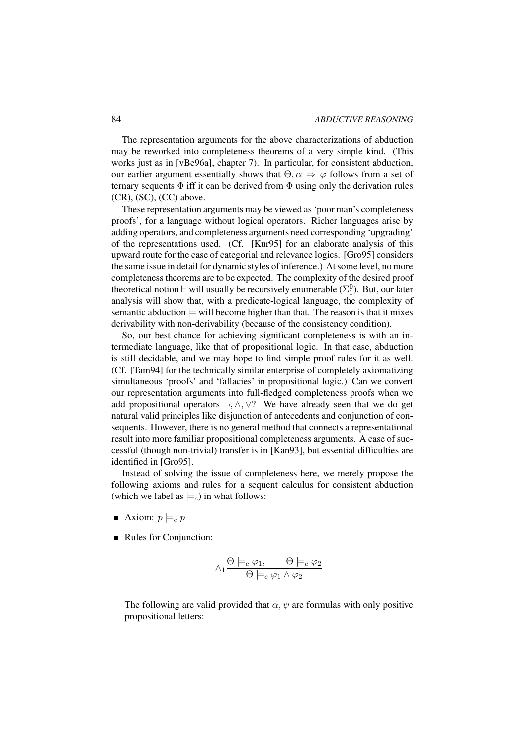The representation arguments for the above characterizations of abduction may be reworked into completeness theorems of a very simple kind. (This works just as in [vBe96a], chapter 7). In particular, for consistent abduction, our earlier argument essentially shows that $\Theta, \alpha \Rightarrow \varphi$ follows from a set of ternary sequents $\Phi$ iff it can be derived from $\Phi$ using only the derivation rules (CR), (SC), (CC) above.

These representation arguments may be viewed as 'poor man's completeness proofs', for a language without logical operators. Richer languages arise by adding operators, and completeness arguments need corresponding 'upgrading' of the representations used. (Cf. [Kur95] for an elaborate analysis of this upward route for the case of categorial and relevance logics. [Gro95] considers the same issue in detail for dynamic styles of inference.) At some level, no more completeness theorems are to be expected. The complexity of the desired proof theoretical notion $\vdash$ will usually be recursively enumerable ($\Sigma^0_1$). But, our later analysis will show that, with a predicate-logical language, the complexity of semantic abduction $\models$ will become higher than that. The reason is that it mixes derivability with non-derivability (because of the consistency condition).

So, our best chance for achieving significant completeness is with an intermediate language, like that of propositional logic. In that case, abduction is still decidable, and we may hope to find simple proof rules for it as well. (Cf. [Tam94] for the technically similar enterprise of completely axiomatizing simultaneous 'proofs' and 'fallacies' in propositional logic.) Can we convert our representation arguments into full-fledged completeness proofs when we add propositional operators $\neg, \wedge, \vee$? We have already seen that we do get natural valid principles like disjunction of antecedents and conjunction of consequents. However, there is no general method that connects a representational result into more familiar propositional completeness arguments. A case of successful (though non-trivial) transfer is in [Kan93], but essential difficulties are identified in [Gro95].

Instead of solving the issue of completeness here, we merely propose the following axioms and rules for a sequent calculus for consistent abduction (which we label as $\models_c$) in what follows:

- Axiom: $p \models_c p$

- Rules for Conjunction:

$$\wedge_1 \frac{\Theta \models_c \varphi_1, \qquad \Theta \models_c \varphi_2}{\Theta \models_c \varphi_1 \wedge \varphi_2}$$

  The following are valid provided that $\alpha, \psi$ are formulas with only positive propositional letters: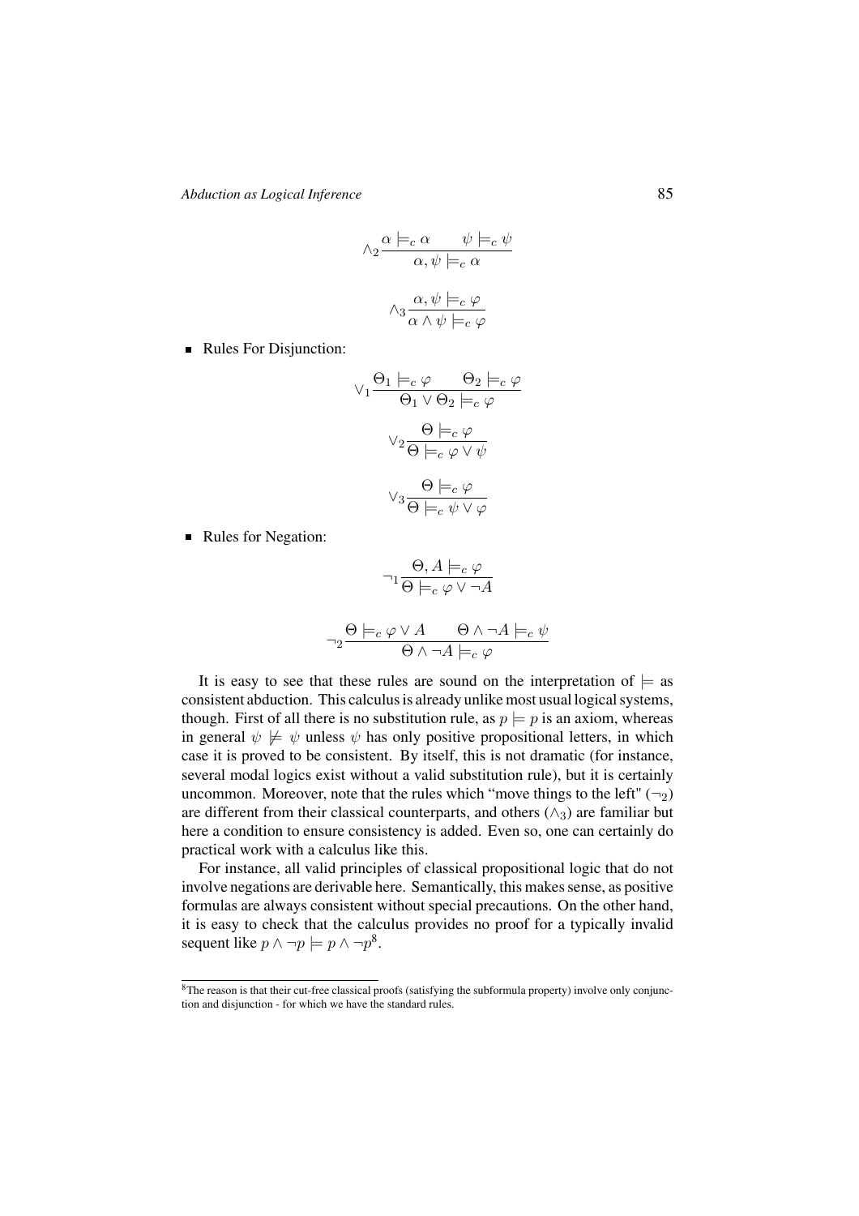$$\wedge_2 \frac{\alpha \models_c \alpha \qquad \psi \models_c \psi}{\alpha, \psi \models_c \alpha}$$

$$\wedge_3 \frac{\alpha, \psi \models_c \varphi}{\alpha \wedge \psi \models_c \varphi}$$

- Rules For Disjunction:

$$\vee_1 \frac{\Theta_1 \models_c \varphi \qquad \Theta_2 \models_c \varphi}{\Theta_1 \vee \Theta_2 \models_c \varphi}$$

$$\vee_2 \frac{\Theta \models_c \varphi}{\Theta \models_c \varphi \vee \psi}$$

$$\vee_3 \frac{\Theta \models_c \varphi}{\Theta \models_c \psi \vee \varphi}$$

- Rules for Negation:

$$\neg_1 \frac{\Theta, A \models_c \varphi}{\Theta \models_c \varphi \vee \neg A}$$

$$\neg_2 \frac{\Theta \models_c \varphi \vee A \qquad \Theta \wedge \neg A \models_c \psi}{\Theta \wedge \neg A \models_c \varphi}$$

It is easy to see that these rules are sound on the interpretation of $\models$ as consistent abduction. This calculus is already unlike most usual logical systems, though. First of all there is no substitution rule, as $p \models p$ is an axiom, whereas in general $\psi \not\models \psi$ unless $\psi$ has only positive propositional letters, in which case it is proved to be consistent. By itself, this is not dramatic (for instance, several modal logics exist without a valid substitution rule), but it is certainly uncommon. Moreover, note that the rules which "move things to the left" ($\neg_2$) are different from their classical counterparts, and others ($\wedge_3$) are familiar but here a condition to ensure consistency is added. Even so, one can certainly do practical work with a calculus like this.

For instance, all valid principles of classical propositional logic that do not involve negations are derivable here. Semantically, this makes sense, as positive formulas are always consistent without special precautions. On the other hand, it is easy to check that the calculus provides no proof for a typically invalid sequent like $p \wedge \neg p \models p \wedge \neg p$[8].

[8] The reason is that their cut-free classical proofs (satisfying the subformula property) involve only conjunction and disjunction - for which we have the standard rules.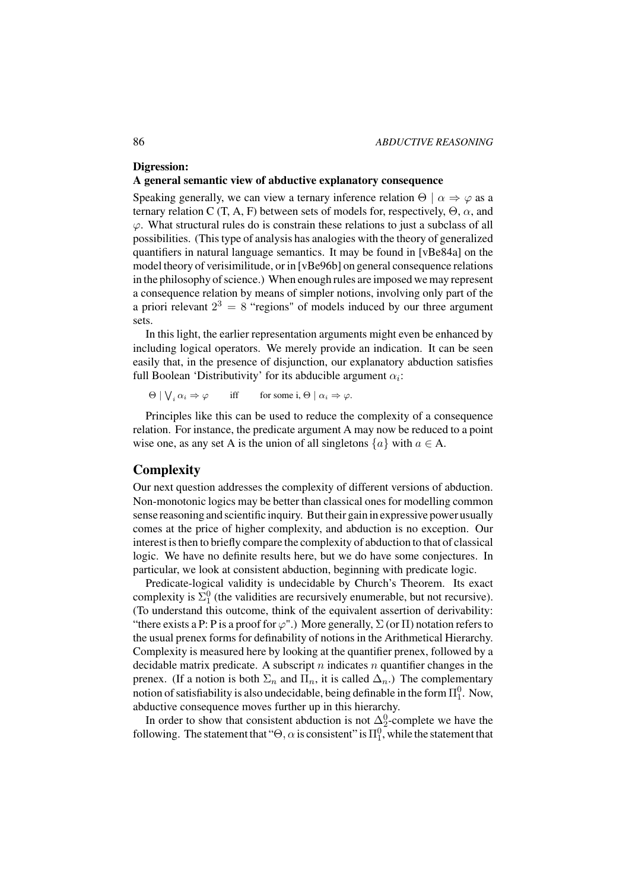**Digression:**

**A general semantic view of abductive explanatory consequence**

Speaking generally, we can view a ternary inference relation $\Theta \mid \alpha \Rightarrow \varphi$ as a ternary relation C (T, A, F) between sets of models for, respectively, $\Theta$, $\alpha$, and $\varphi$. What structural rules do is constrain these relations to just a subclass of all possibilities. (This type of analysis has analogies with the theory of generalized quantifiers in natural language semantics. It may be found in [vBe84a] on the model theory of verisimilitude, or in [vBe96b] on general consequence relations in the philosophy of science.) When enough rules are imposed we may represent a consequence relation by means of simpler notions, involving only part of the a priori relevant $2^3 = 8$ "regions" of models induced by our three argument sets.

In this light, the earlier representation arguments might even be enhanced by including logical operators. We merely provide an indication. It can be seen easily that, in the presence of disjunction, our explanatory abduction satisfies full Boolean 'Distributivity' for its abducible argument $\alpha_i$:

$\Theta \mid \bigvee_i \alpha_i \Rightarrow \varphi$ iff for some i, $\Theta \mid \alpha_i \Rightarrow \varphi$.

Principles like this can be used to reduce the complexity of a consequence relation. For instance, the predicate argument A may now be reduced to a point wise one, as any set A is the union of all singletons $\{a\}$ with $a \in$ A.

## Complexity

Our next question addresses the complexity of different versions of abduction. Non-monotonic logics may be better than classical ones for modelling common sense reasoning and scientific inquiry. But their gain in expressive power usually comes at the price of higher complexity, and abduction is no exception. Our interest is then to briefly compare the complexity of abduction to that of classical logic. We have no definite results here, but we do have some conjectures. In particular, we look at consistent abduction, beginning with predicate logic.

Predicate-logical validity is undecidable by Church's Theorem. Its exact complexity is $\Sigma_1^0$ (the validities are recursively enumerable, but not recursive). (To understand this outcome, think of the equivalent assertion of derivability: "there exists a P: P is a proof for $\varphi$".) More generally, $\Sigma$ (or $\Pi$) notation refers to the usual prenex forms for definability of notions in the Arithmetical Hierarchy. Complexity is measured here by looking at the quantifier prenex, followed by a decidable matrix predicate. A subscript $n$ indicates $n$ quantifier changes in the prenex. (If a notion is both $\Sigma_n$ and $\Pi_n$, it is called $\Delta_n$.) The complementary notion of satisfiability is also undecidable, being definable in the form $\Pi_1^0$. Now, abductive consequence moves further up in this hierarchy.

In order to show that consistent abduction is not $\Delta_2^0$-complete we have the following. The statement that "$\Theta, \alpha$ is consistent" is $\Pi_1^0$, while the statement that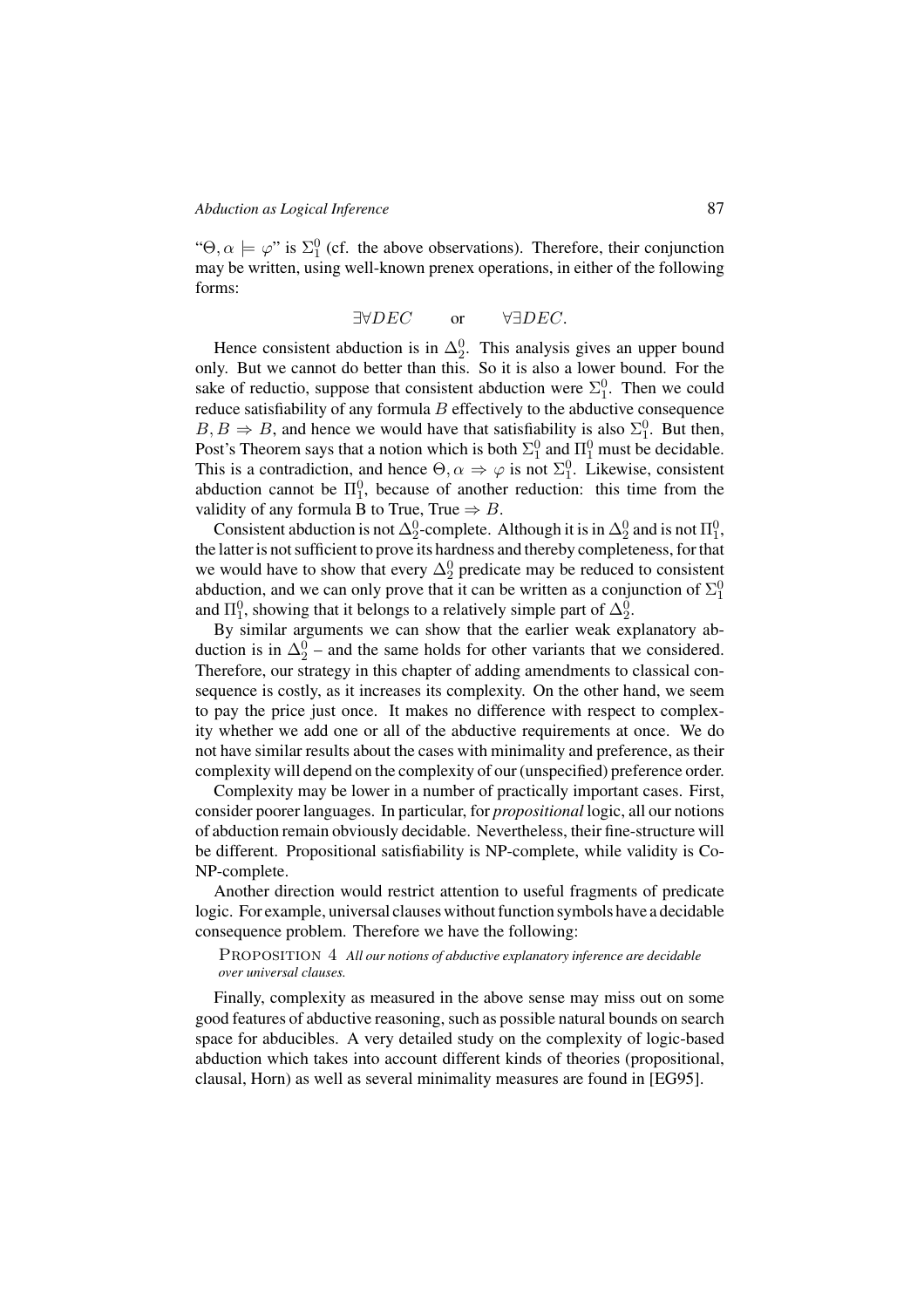"$\Theta, \alpha \models \varphi$" is $\Sigma^0_1$ (cf. the above observations). Therefore, their conjunction may be written, using well-known prenex operations, in either of the following forms:

$$\exists\forall DEC \qquad \text{or} \qquad \forall\exists DEC.$$

Hence consistent abduction is in $\Delta^0_2$. This analysis gives an upper bound only. But we cannot do better than this. So it is also a lower bound. For the sake of reductio, suppose that consistent abduction were $\Sigma^0_1$. Then we could reduce satisfiability of any formula $B$ effectively to the abductive consequence $B, B \Rightarrow B$, and hence we would have that satisfiability is also $\Sigma^0_1$. But then, Post's Theorem says that a notion which is both $\Sigma^0_1$ and $\Pi^0_1$ must be decidable. This is a contradiction, and hence $\Theta, \alpha \Rightarrow \varphi$ is not $\Sigma^0_1$. Likewise, consistent abduction cannot be $\Pi^0_1$, because of another reduction: this time from the validity of any formula B to True, True $\Rightarrow B$.

Consistent abduction is not $\Delta^0_2$-complete. Although it is in $\Delta^0_2$ and is not $\Pi^0_1$, the latter is not sufficient to prove its hardness and thereby completeness, for that we would have to show that every $\Delta^0_2$ predicate may be reduced to consistent abduction, and we can only prove that it can be written as a conjunction of $\Sigma^0_1$ and $\Pi^0_1$, showing that it belongs to a relatively simple part of $\Delta^0_2$.

By similar arguments we can show that the earlier weak explanatory abduction is in $\Delta^0_2$ – and the same holds for other variants that we considered. Therefore, our strategy in this chapter of adding amendments to classical consequence is costly, as it increases its complexity. On the other hand, we seem to pay the price just once. It makes no difference with respect to complexity whether we add one or all of the abductive requirements at once. We do not have similar results about the cases with minimality and preference, as their complexity will depend on the complexity of our (unspecified) preference order.

Complexity may be lower in a number of practically important cases. First, consider poorer languages. In particular, for *propositional* logic, all our notions of abduction remain obviously decidable. Nevertheless, their fine-structure will be different. Propositional satisfiability is NP-complete, while validity is Co-NP-complete.

Another direction would restrict attention to useful fragments of predicate logic. For example, universal clauses without function symbols have a decidable consequence problem. Therefore we have the following:

PROPOSITION 4 *All our notions of abductive explanatory inference are decidable over universal clauses.*

Finally, complexity as measured in the above sense may miss out on some good features of abductive reasoning, such as possible natural bounds on search space for abducibles. A very detailed study on the complexity of logic-based abduction which takes into account different kinds of theories (propositional, clausal, Horn) as well as several minimality measures are found in [EG95].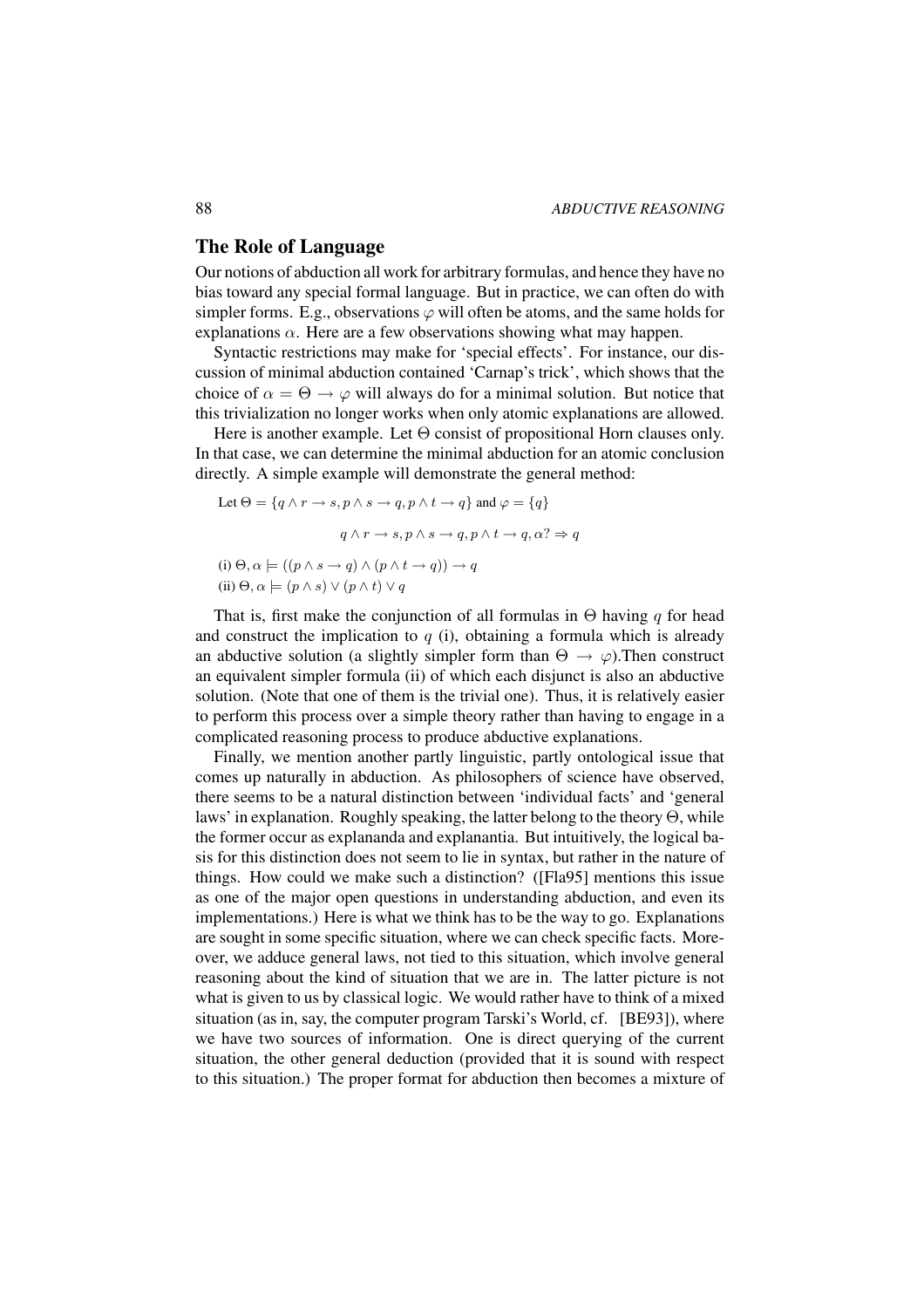## The Role of Language

Our notions of abduction all work for arbitrary formulas, and hence they have no bias toward any special formal language. But in practice, we can often do with simpler forms. E.g., observations $\varphi$ will often be atoms, and the same holds for explanations $\alpha$. Here are a few observations showing what may happen.

Syntactic restrictions may make for 'special effects'. For instance, our discussion of minimal abduction contained 'Carnap's trick', which shows that the choice of $\alpha = \Theta \rightarrow \varphi$ will always do for a minimal solution. But notice that this trivialization no longer works when only atomic explanations are allowed.

Here is another example. Let $\Theta$ consist of propositional Horn clauses only. In that case, we can determine the minimal abduction for an atomic conclusion directly. A simple example will demonstrate the general method:

Let $\Theta = \{q \wedge r \rightarrow s, p \wedge s \rightarrow q, p \wedge t \rightarrow q\}$ and $\varphi = \{q\}$

$$q \wedge r \rightarrow s, p \wedge s \rightarrow q, p \wedge t \rightarrow q, \alpha? \Rightarrow q$$

(i) $\Theta, \alpha \models ((p \wedge s \rightarrow q) \wedge (p \wedge t \rightarrow q)) \rightarrow q$

(ii) $\Theta, \alpha \models (p \wedge s) \vee (p \wedge t) \vee q$

That is, first make the conjunction of all formulas in $\Theta$ having $q$ for head and construct the implication to $q$ (i), obtaining a formula which is already an abductive solution (a slightly simpler form than $\Theta \rightarrow \varphi$).Then construct an equivalent simpler formula (ii) of which each disjunct is also an abductive solution. (Note that one of them is the trivial one). Thus, it is relatively easier to perform this process over a simple theory rather than having to engage in a complicated reasoning process to produce abductive explanations.

Finally, we mention another partly linguistic, partly ontological issue that comes up naturally in abduction. As philosophers of science have observed, there seems to be a natural distinction between 'individual facts' and 'general laws' in explanation. Roughly speaking, the latter belong to the theory $\Theta$, while the former occur as explananda and explanantia. But intuitively, the logical basis for this distinction does not seem to lie in syntax, but rather in the nature of things. How could we make such a distinction? ([Fla95] mentions this issue as one of the major open questions in understanding abduction, and even its implementations.) Here is what we think has to be the way to go. Explanations are sought in some specific situation, where we can check specific facts. Moreover, we adduce general laws, not tied to this situation, which involve general reasoning about the kind of situation that we are in. The latter picture is not what is given to us by classical logic. We would rather have to think of a mixed situation (as in, say, the computer program Tarski's World, cf. [BE93]), where we have two sources of information. One is direct querying of the current situation, the other general deduction (provided that it is sound with respect to this situation.) The proper format for abduction then becomes a mixture of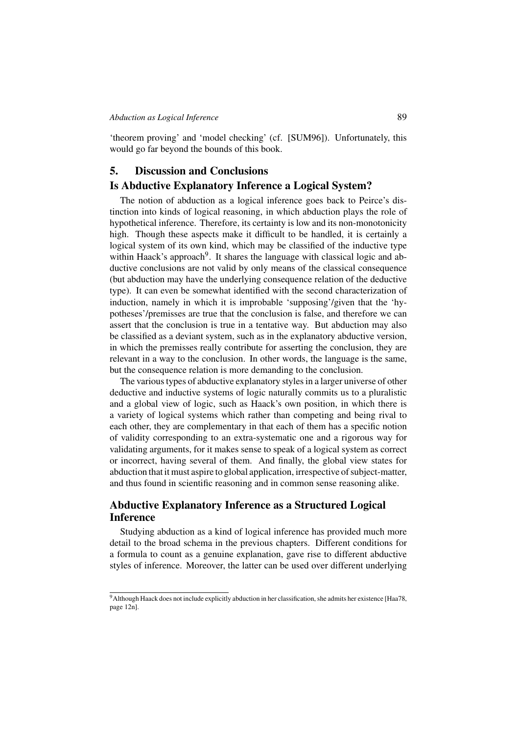'theorem proving' and 'model checking' (cf. [SUM96]). Unfortunately, this would go far beyond the bounds of this book.

## 5. Discussion and Conclusions

### Is Abductive Explanatory Inference a Logical System?

The notion of abduction as a logical inference goes back to Peirce's distinction into kinds of logical reasoning, in which abduction plays the role of hypothetical inference. Therefore, its certainty is low and its non-monotonicity high. Though these aspects make it difficult to be handled, it is certainly a logical system of its own kind, which may be classified of the inductive type within Haack's approach[9]. It shares the language with classical logic and abductive conclusions are not valid by only means of the classical consequence (but abduction may have the underlying consequence relation of the deductive type). It can even be somewhat identified with the second characterization of induction, namely in which it is improbable 'supposing'/given that the 'hypotheses'/premisses are true that the conclusion is false, and therefore we can assert that the conclusion is true in a tentative way. But abduction may also be classified as a deviant system, such as in the explanatory abductive version, in which the premisses really contribute for asserting the conclusion, they are relevant in a way to the conclusion. In other words, the language is the same, but the consequence relation is more demanding to the conclusion.

The various types of abductive explanatory styles in a larger universe of other deductive and inductive systems of logic naturally commits us to a pluralistic and a global view of logic, such as Haack's own position, in which there is a variety of logical systems which rather than competing and being rival to each other, they are complementary in that each of them has a specific notion of validity corresponding to an extra-systematic one and a rigorous way for validating arguments, for it makes sense to speak of a logical system as correct or incorrect, having several of them. And finally, the global view states for abduction that it must aspire to global application, irrespective of subject-matter, and thus found in scientific reasoning and in common sense reasoning alike.

### Abductive Explanatory Inference as a Structured Logical Inference

Studying abduction as a kind of logical inference has provided much more detail to the broad schema in the previous chapters. Different conditions for a formula to count as a genuine explanation, gave rise to different abductive styles of inference. Moreover, the latter can be used over different underlying

[9] Although Haack does not include explicitly abduction in her classification, she admits her existence [Haa78, page 12n].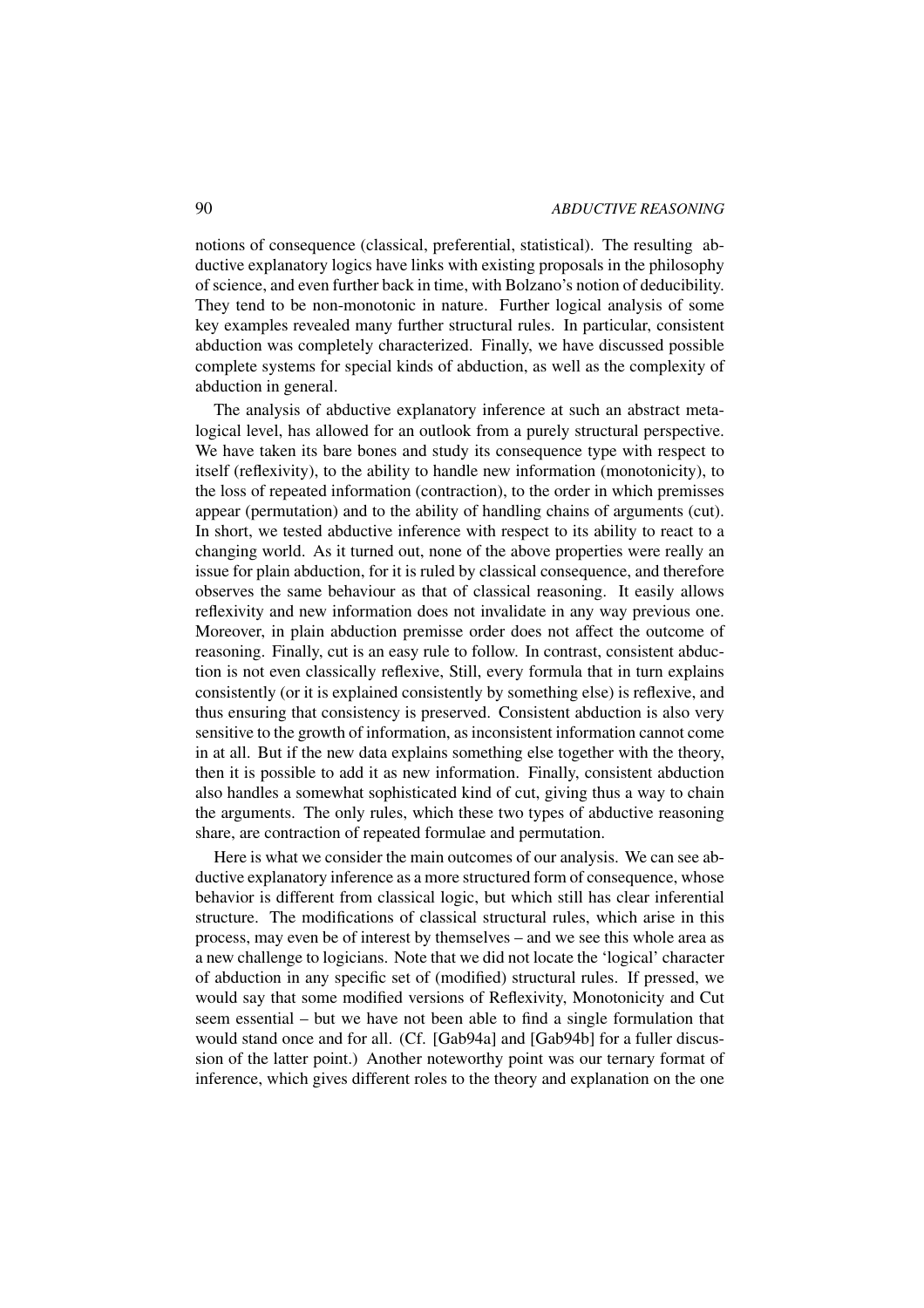notions of consequence (classical, preferential, statistical). The resulting abductive explanatory logics have links with existing proposals in the philosophy of science, and even further back in time, with Bolzano's notion of deducibility. They tend to be non-monotonic in nature. Further logical analysis of some key examples revealed many further structural rules. In particular, consistent abduction was completely characterized. Finally, we have discussed possible complete systems for special kinds of abduction, as well as the complexity of abduction in general.

The analysis of abductive explanatory inference at such an abstract metalogical level, has allowed for an outlook from a purely structural perspective. We have taken its bare bones and study its consequence type with respect to itself (reflexivity), to the ability to handle new information (monotonicity), to the loss of repeated information (contraction), to the order in which premisses appear (permutation) and to the ability of handling chains of arguments (cut). In short, we tested abductive inference with respect to its ability to react to a changing world. As it turned out, none of the above properties were really an issue for plain abduction, for it is ruled by classical consequence, and therefore observes the same behaviour as that of classical reasoning. It easily allows reflexivity and new information does not invalidate in any way previous one. Moreover, in plain abduction premisse order does not affect the outcome of reasoning. Finally, cut is an easy rule to follow. In contrast, consistent abduction is not even classically reflexive, Still, every formula that in turn explains consistently (or it is explained consistently by something else) is reflexive, and thus ensuring that consistency is preserved. Consistent abduction is also very sensitive to the growth of information, as inconsistent information cannot come in at all. But if the new data explains something else together with the theory, then it is possible to add it as new information. Finally, consistent abduction also handles a somewhat sophisticated kind of cut, giving thus a way to chain the arguments. The only rules, which these two types of abductive reasoning share, are contraction of repeated formulae and permutation.

Here is what we consider the main outcomes of our analysis. We can see abductive explanatory inference as a more structured form of consequence, whose behavior is different from classical logic, but which still has clear inferential structure. The modifications of classical structural rules, which arise in this process, may even be of interest by themselves – and we see this whole area as a new challenge to logicians. Note that we did not locate the 'logical' character of abduction in any specific set of (modified) structural rules. If pressed, we would say that some modified versions of Reflexivity, Monotonicity and Cut seem essential – but we have not been able to find a single formulation that would stand once and for all. (Cf. [Gab94a] and [Gab94b] for a fuller discussion of the latter point.) Another noteworthy point was our ternary format of inference, which gives different roles to the theory and explanation on the one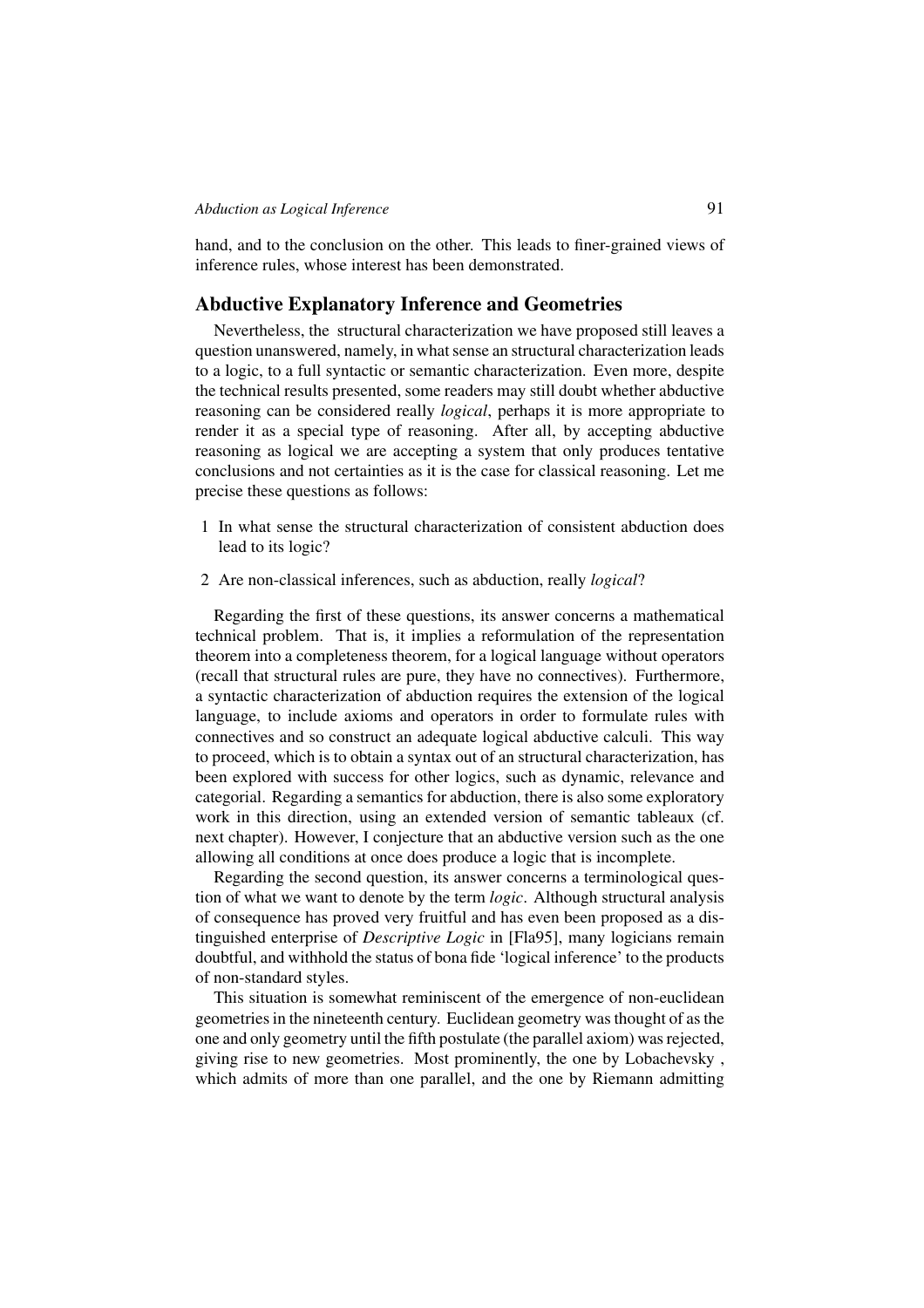hand, and to the conclusion on the other. This leads to finer-grained views of inference rules, whose interest has been demonstrated.

## Abductive Explanatory Inference and Geometries

Nevertheless, the structural characterization we have proposed still leaves a question unanswered, namely, in what sense an structural characterization leads to a logic, to a full syntactic or semantic characterization. Even more, despite the technical results presented, some readers may still doubt whether abductive reasoning can be considered really *logical*, perhaps it is more appropriate to render it as a special type of reasoning. After all, by accepting abductive reasoning as logical we are accepting a system that only produces tentative conclusions and not certainties as it is the case for classical reasoning. Let me precise these questions as follows:

1 In what sense the structural characterization of consistent abduction does lead to its logic?

2 Are non-classical inferences, such as abduction, really *logical*?

Regarding the first of these questions, its answer concerns a mathematical technical problem. That is, it implies a reformulation of the representation theorem into a completeness theorem, for a logical language without operators (recall that structural rules are pure, they have no connectives). Furthermore, a syntactic characterization of abduction requires the extension of the logical language, to include axioms and operators in order to formulate rules with connectives and so construct an adequate logical abductive calculi. This way to proceed, which is to obtain a syntax out of an structural characterization, has been explored with success for other logics, such as dynamic, relevance and categorial. Regarding a semantics for abduction, there is also some exploratory work in this direction, using an extended version of semantic tableaux (cf. next chapter). However, I conjecture that an abductive version such as the one allowing all conditions at once does produce a logic that is incomplete.

Regarding the second question, its answer concerns a terminological question of what we want to denote by the term *logic*. Although structural analysis of consequence has proved very fruitful and has even been proposed as a distinguished enterprise of *Descriptive Logic* in [Fla95], many logicians remain doubtful, and withhold the status of bona fide 'logical inference' to the products of non-standard styles.

This situation is somewhat reminiscent of the emergence of non-euclidean geometries in the nineteenth century. Euclidean geometry was thought of as the one and only geometry until the fifth postulate (the parallel axiom) was rejected, giving rise to new geometries. Most prominently, the one by Lobachevsky , which admits of more than one parallel, and the one by Riemann admitting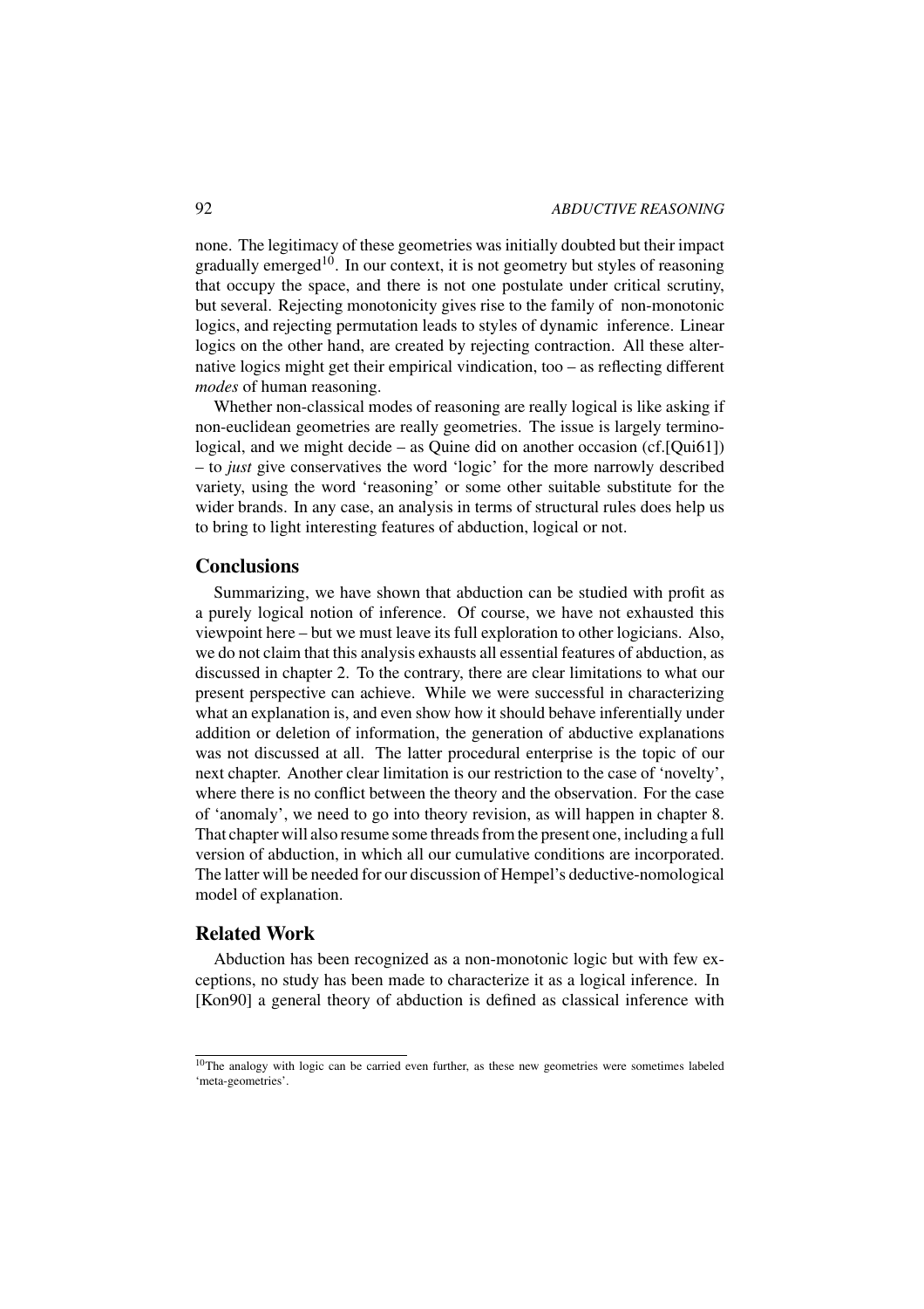none. The legitimacy of these geometries was initially doubted but their impact gradually emerged[10]. In our context, it is not geometry but styles of reasoning that occupy the space, and there is not one postulate under critical scrutiny, but several. Rejecting monotonicity gives rise to the family of non-monotonic logics, and rejecting permutation leads to styles of dynamic inference. Linear logics on the other hand, are created by rejecting contraction. All these alternative logics might get their empirical vindication, too – as reflecting different *modes* of human reasoning.

Whether non-classical modes of reasoning are really logical is like asking if non-euclidean geometries are really geometries. The issue is largely terminological, and we might decide – as Quine did on another occasion (cf.[Qui61]) – to *just* give conservatives the word 'logic' for the more narrowly described variety, using the word 'reasoning' or some other suitable substitute for the wider brands. In any case, an analysis in terms of structural rules does help us to bring to light interesting features of abduction, logical or not.

## Conclusions

Summarizing, we have shown that abduction can be studied with profit as a purely logical notion of inference. Of course, we have not exhausted this viewpoint here – but we must leave its full exploration to other logicians. Also, we do not claim that this analysis exhausts all essential features of abduction, as discussed in chapter 2. To the contrary, there are clear limitations to what our present perspective can achieve. While we were successful in characterizing what an explanation is, and even show how it should behave inferentially under addition or deletion of information, the generation of abductive explanations was not discussed at all. The latter procedural enterprise is the topic of our next chapter. Another clear limitation is our restriction to the case of 'novelty', where there is no conflict between the theory and the observation. For the case of 'anomaly', we need to go into theory revision, as will happen in chapter 8. That chapter will also resume some threads from the present one, including a full version of abduction, in which all our cumulative conditions are incorporated. The latter will be needed for our discussion of Hempel's deductive-nomological model of explanation.

## Related Work

Abduction has been recognized as a non-monotonic logic but with few exceptions, no study has been made to characterize it as a logical inference. In [Kon90] a general theory of abduction is defined as classical inference with

[10]The analogy with logic can be carried even further, as these new geometries were sometimes labeled 'meta-geometries'.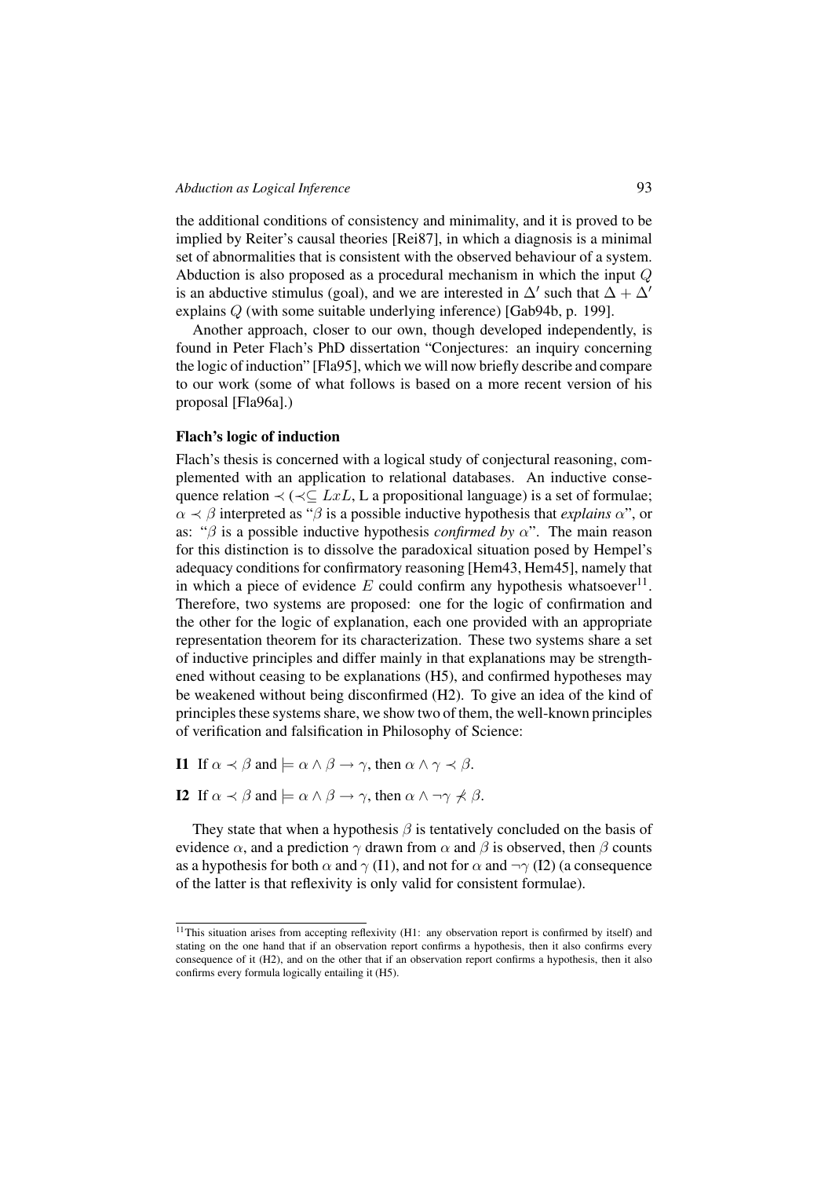the additional conditions of consistency and minimality, and it is proved to be implied by Reiter's causal theories [Rei87], in which a diagnosis is a minimal set of abnormalities that is consistent with the observed behaviour of a system. Abduction is also proposed as a procedural mechanism in which the input $Q$ is an abductive stimulus (goal), and we are interested in $\Delta'$ such that $\Delta + \Delta'$ explains $Q$ (with some suitable underlying inference) [Gab94b, p. 199].

Another approach, closer to our own, though developed independently, is found in Peter Flach's PhD dissertation "Conjectures: an inquiry concerning the logic of induction" [Fla95], which we will now briefly describe and compare to our work (some of what follows is based on a more recent version of his proposal [Fla96a].)

**Flach's logic of induction**

Flach's thesis is concerned with a logical study of conjectural reasoning, complemented with an application to relational databases. An inductive consequence relation $\prec$ ($\prec \subseteq LxL$, L a propositional language) is a set of formulae; $\alpha \prec \beta$ interpreted as "$\beta$ is a possible inductive hypothesis that *explains* $\alpha$", or as: "$\beta$ is a possible inductive hypothesis *confirmed by* $\alpha$". The main reason for this distinction is to dissolve the paradoxical situation posed by Hempel's adequacy conditions for confirmatory reasoning [Hem43, Hem45], namely that in which a piece of evidence $E$ could confirm any hypothesis whatsoever[11]. Therefore, two systems are proposed: one for the logic of confirmation and the other for the logic of explanation, each one provided with an appropriate representation theorem for its characterization. These two systems share a set of inductive principles and differ mainly in that explanations may be strengthened without ceasing to be explanations (H5), and confirmed hypotheses may be weakened without being disconfirmed (H2). To give an idea of the kind of principles these systems share, we show two of them, the well-known principles of verification and falsification in Philosophy of Science:

**I1** If $\alpha \prec \beta$ and $\models \alpha \wedge \beta \rightarrow \gamma$, then $\alpha \wedge \gamma \prec \beta$.

**I2** If $\alpha \prec \beta$ and $\models \alpha \wedge \beta \rightarrow \gamma$, then $\alpha \wedge \neg\gamma \not\prec \beta$.

They state that when a hypothesis $\beta$ is tentatively concluded on the basis of evidence $\alpha$, and a prediction $\gamma$ drawn from $\alpha$ and $\beta$ is observed, then $\beta$ counts as a hypothesis for both $\alpha$ and $\gamma$ (I1), and not for $\alpha$ and $\neg\gamma$ (I2) (a consequence of the latter is that reflexivity is only valid for consistent formulae).

[11] This situation arises from accepting reflexivity (H1: any observation report is confirmed by itself) and stating on the one hand that if an observation report confirms a hypothesis, then it also confirms every consequence of it (H2), and on the other that if an observation report confirms a hypothesis, then it also confirms every formula logically entailing it (H5).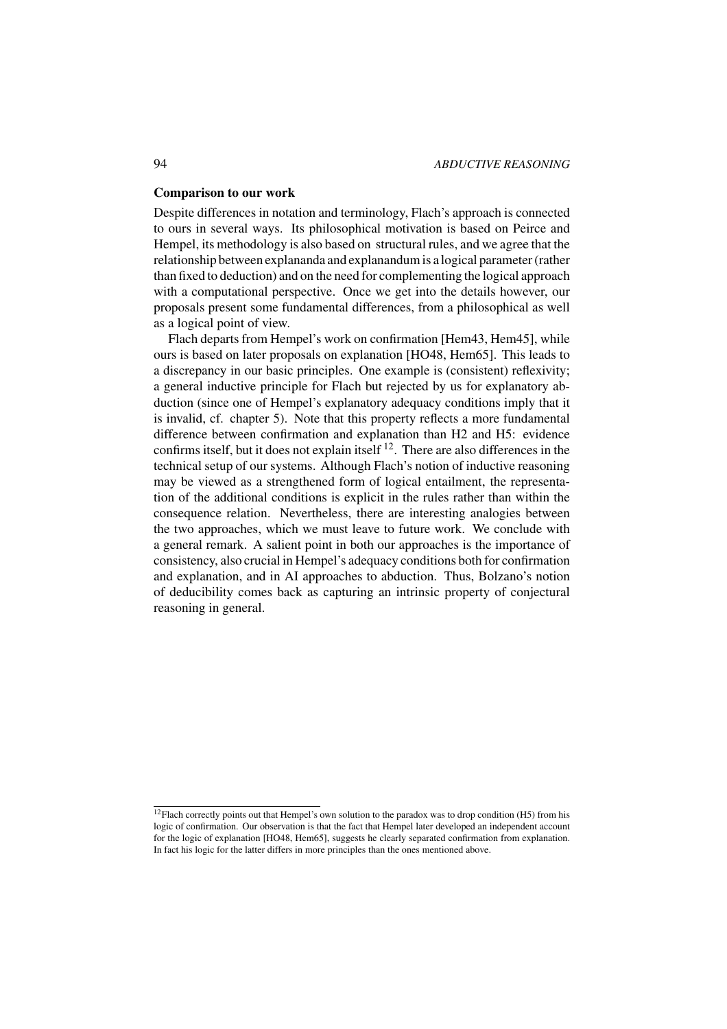### Comparison to our work

Despite differences in notation and terminology, Flach's approach is connected to ours in several ways. Its philosophical motivation is based on Peirce and Hempel, its methodology is also based on structural rules, and we agree that the relationship between explananda and explanandum is a logical parameter (rather than fixed to deduction) and on the need for complementing the logical approach with a computational perspective. Once we get into the details however, our proposals present some fundamental differences, from a philosophical as well as a logical point of view.

Flach departs from Hempel's work on confirmation [Hem43, Hem45], while ours is based on later proposals on explanation [HO48, Hem65]. This leads to a discrepancy in our basic principles. One example is (consistent) reflexivity; a general inductive principle for Flach but rejected by us for explanatory abduction (since one of Hempel's explanatory adequacy conditions imply that it is invalid, cf. chapter 5). Note that this property reflects a more fundamental difference between confirmation and explanation than H2 and H5: evidence confirms itself, but it does not explain itself [12]. There are also differences in the technical setup of our systems. Although Flach's notion of inductive reasoning may be viewed as a strengthened form of logical entailment, the representation of the additional conditions is explicit in the rules rather than within the consequence relation. Nevertheless, there are interesting analogies between the two approaches, which we must leave to future work. We conclude with a general remark. A salient point in both our approaches is the importance of consistency, also crucial in Hempel's adequacy conditions both for confirmation and explanation, and in AI approaches to abduction. Thus, Bolzano's notion of deducibility comes back as capturing an intrinsic property of conjectural reasoning in general.

[12] Flach correctly points out that Hempel's own solution to the paradox was to drop condition (H5) from his logic of confirmation. Our observation is that the fact that Hempel later developed an independent account for the logic of explanation [HO48, Hem65], suggests he clearly separated confirmation from explanation. In fact his logic for the latter differs in more principles than the ones mentioned above.